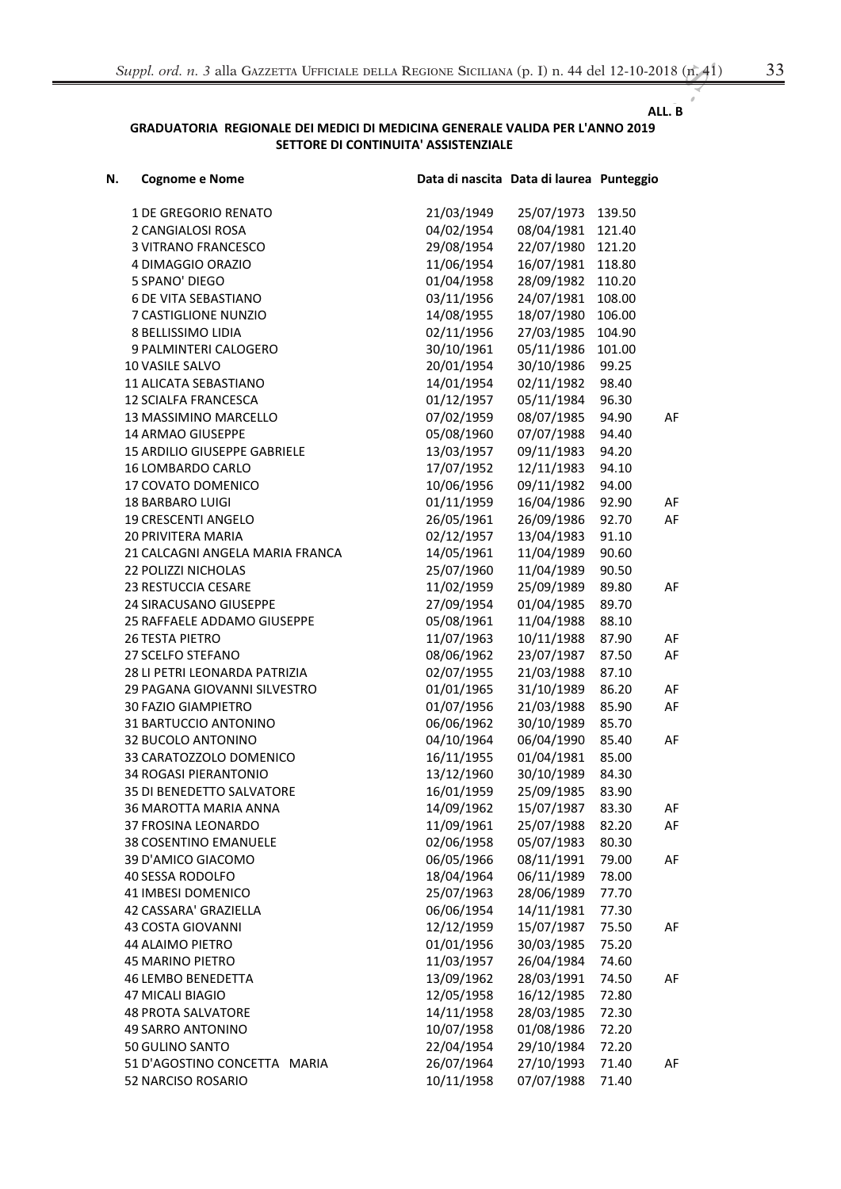ALL. B

**GRADUATORIA REGIONALE DEI MEDICI DI MEDICINA GENERALE VALIDA PER L'ANNO 2019**
**SETTORE DI CONTINUITA' ASSISTENZIALE**

| N. | Cognome e Nome | Data di nascita | Data di laurea | Punteggio | |
|---|---|---|---|---|---|
| 1 | DE GREGORIO RENATO | 21/03/1949 | 25/07/1973 | 139.50 | |
| 2 | CANGIALOSI ROSA | 04/02/1954 | 08/04/1981 | 121.40 | |
| 3 | VITRANO FRANCESCO | 29/08/1954 | 22/07/1980 | 121.20 | |
| 4 | DIMAGGIO ORAZIO | 11/06/1954 | 16/07/1981 | 118.80 | |
| 5 | SPANO' DIEGO | 01/04/1958 | 28/09/1982 | 110.20 | |
| 6 | DE VITA SEBASTIANO | 03/11/1956 | 24/07/1981 | 108.00 | |
| 7 | CASTIGLIONE NUNZIO | 14/08/1955 | 18/07/1980 | 106.00 | |
| 8 | BELLISSIMO LIDIA | 02/11/1956 | 27/03/1985 | 104.90 | |
| 9 | PALMINTERI CALOGERO | 30/10/1961 | 05/11/1986 | 101.00 | |
| 10 | VASILE SALVO | 20/01/1954 | 30/10/1986 | 99.25 | |
| 11 | ALICATA SEBASTIANO | 14/01/1954 | 02/11/1982 | 98.40 | |
| 12 | SCIALFA FRANCESCA | 01/12/1957 | 05/11/1984 | 96.30 | |
| 13 | MASSIMINO MARCELLO | 07/02/1959 | 08/07/1985 | 94.90 | AF |
| 14 | ARMAO GIUSEPPE | 05/08/1960 | 07/07/1988 | 94.40 | |
| 15 | ARDILIO GIUSEPPE GABRIELE | 13/03/1957 | 09/11/1983 | 94.20 | |
| 16 | LOMBARDO CARLO | 17/07/1952 | 12/11/1983 | 94.10 | |
| 17 | COVATO DOMENICO | 10/06/1956 | 09/11/1982 | 94.00 | |
| 18 | BARBARO LUIGI | 01/11/1959 | 16/04/1986 | 92.90 | AF |
| 19 | CRESCENTI ANGELO | 26/05/1961 | 26/09/1986 | 92.70 | AF |
| 20 | PRIVITERA MARIA | 02/12/1957 | 13/04/1983 | 91.10 | |
| 21 | CALCAGNI ANGELA MARIA FRANCA | 14/05/1961 | 11/04/1989 | 90.60 | |
| 22 | POLIZZI NICHOLAS | 25/07/1960 | 11/04/1989 | 90.50 | |
| 23 | RESTUCCIA CESARE | 11/02/1959 | 25/09/1989 | 89.80 | AF |
| 24 | SIRACUSANO GIUSEPPE | 27/09/1954 | 01/04/1985 | 89.70 | |
| 25 | RAFFAELE ADDAMO GIUSEPPE | 05/08/1961 | 11/04/1988 | 88.10 | |
| 26 | TESTA PIETRO | 11/07/1963 | 10/11/1988 | 87.90 | AF |
| 27 | SCELFO STEFANO | 08/06/1962 | 23/07/1987 | 87.50 | AF |
| 28 | LI PETRI LEONARDA PATRIZIA | 02/07/1955 | 21/03/1988 | 87.10 | |
| 29 | PAGANA GIOVANNI SILVESTRO | 01/01/1965 | 31/10/1989 | 86.20 | AF |
| 30 | FAZIO GIAMPIETRO | 01/07/1956 | 21/03/1988 | 85.90 | AF |
| 31 | BARTUCCIO ANTONINO | 06/06/1962 | 30/10/1989 | 85.70 | |
| 32 | BUCOLO ANTONINO | 04/10/1964 | 06/04/1990 | 85.40 | AF |
| 33 | CARATOZZOLO DOMENICO | 16/11/1955 | 01/04/1981 | 85.00 | |
| 34 | ROGASI PIERANTONIO | 13/12/1960 | 30/10/1989 | 84.30 | |
| 35 | DI BENEDETTO SALVATORE | 16/01/1959 | 25/09/1985 | 83.90 | |
| 36 | MAROTTA MARIA ANNA | 14/09/1962 | 15/07/1987 | 83.30 | AF |
| 37 | FROSINA LEONARDO | 11/09/1961 | 25/07/1988 | 82.20 | AF |
| 38 | COSENTINO EMANUELE | 02/06/1958 | 05/07/1983 | 80.30 | |
| 39 | D'AMICO GIACOMO | 06/05/1966 | 08/11/1991 | 79.00 | AF |
| 40 | SESSA RODOLFO | 18/04/1964 | 06/11/1989 | 78.00 | |
| 41 | IMBESI DOMENICO | 25/07/1963 | 28/06/1989 | 77.70 | |
| 42 | CASSARA' GRAZIELLA | 06/06/1954 | 14/11/1981 | 77.30 | |
| 43 | COSTA GIOVANNI | 12/12/1959 | 15/07/1987 | 75.50 | AF |
| 44 | ALAIMO PIETRO | 01/01/1956 | 30/03/1985 | 75.20 | |
| 45 | MARINO PIETRO | 11/03/1957 | 26/04/1984 | 74.60 | |
| 46 | LEMBO BENEDETTA | 13/09/1962 | 28/03/1991 | 74.50 | AF |
| 47 | MICALI BIAGIO | 12/05/1958 | 16/12/1985 | 72.80 | |
| 48 | PROTA SALVATORE | 14/11/1958 | 28/03/1985 | 72.30 | |
| 49 | SARRO ANTONINO | 10/07/1958 | 01/08/1986 | 72.20 | |
| 50 | GULINO SANTO | 22/04/1954 | 29/10/1984 | 72.20 | |
| 51 | D'AGOSTINO CONCETTA MARIA | 26/07/1964 | 27/10/1993 | 71.40 | AF |
| 52 | NARCISO ROSARIO | 10/11/1958 | 07/07/1988 | 71.40 | |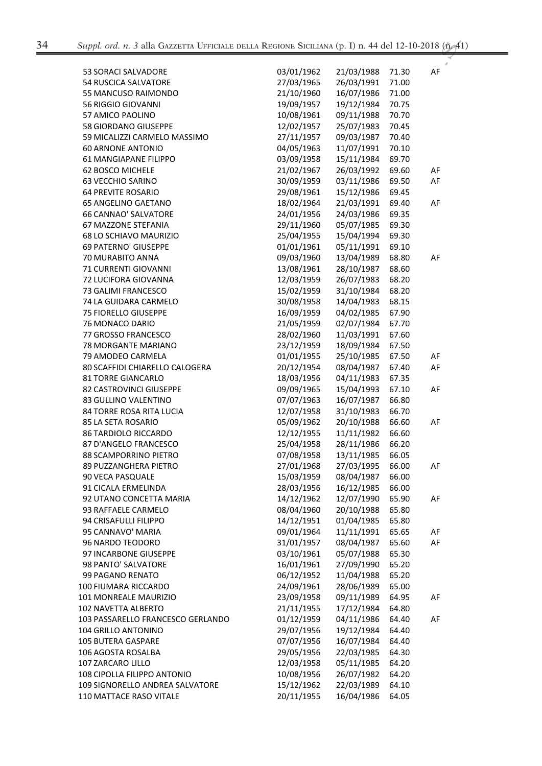| N. | Nominativo | Data di nascita | Data | Punteggio | Note |
|---|---|---|---|---|---|
| 53 | SORACI SALVADORE | 03/01/1962 | 21/03/1988 | 71.30 | AF |
| 54 | RUSCICA SALVATORE | 27/03/1965 | 26/03/1991 | 71.00 | |
| 55 | MANCUSO RAIMONDO | 21/10/1960 | 16/07/1986 | 71.00 | |
| 56 | RIGGIO GIOVANNI | 19/09/1957 | 19/12/1984 | 70.75 | |
| 57 | AMICO PAOLINO | 10/08/1961 | 09/11/1988 | 70.70 | |
| 58 | GIORDANO GIUSEPPE | 12/02/1957 | 25/07/1983 | 70.45 | |
| 59 | MICALIZZI CARMELO MASSIMO | 27/11/1957 | 09/03/1987 | 70.40 | |
| 60 | ARNONE ANTONIO | 04/05/1963 | 11/07/1991 | 70.10 | |
| 61 | MANGIAPANE FILIPPO | 03/09/1958 | 15/11/1984 | 69.70 | |
| 62 | BOSCO MICHELE | 21/02/1967 | 26/03/1992 | 69.60 | AF |
| 63 | VECCHIO SARINO | 30/09/1959 | 03/11/1986 | 69.50 | AF |
| 64 | PREVITE ROSARIO | 29/08/1961 | 15/12/1986 | 69.45 | |
| 65 | ANGELINO GAETANO | 18/02/1964 | 21/03/1991 | 69.40 | AF |
| 66 | CANNAO' SALVATORE | 24/01/1956 | 24/03/1986 | 69.35 | |
| 67 | MAZZONE STEFANIA | 29/11/1960 | 05/07/1985 | 69.30 | |
| 68 | LO SCHIAVO MAURIZIO | 25/04/1955 | 15/04/1994 | 69.30 | |
| 69 | PATERNO' GIUSEPPE | 01/01/1961 | 05/11/1991 | 69.10 | |
| 70 | MURABITO ANNA | 09/03/1960 | 13/04/1989 | 68.80 | AF |
| 71 | CURRENTI GIOVANNI | 13/08/1961 | 28/10/1987 | 68.60 | |
| 72 | LUCIFORA GIOVANNA | 12/03/1959 | 26/07/1983 | 68.20 | |
| 73 | GALIMI FRANCESCO | 15/02/1959 | 31/10/1984 | 68.20 | |
| 74 | LA GUIDARA CARMELO | 30/08/1958 | 14/04/1983 | 68.15 | |
| 75 | FIORELLO GIUSEPPE | 16/09/1959 | 04/02/1985 | 67.90 | |
| 76 | MONACO DARIO | 21/05/1959 | 02/07/1984 | 67.70 | |
| 77 | GROSSO FRANCESCO | 28/02/1960 | 11/03/1991 | 67.60 | |
| 78 | MORGANTE MARIANO | 23/12/1959 | 18/09/1984 | 67.50 | |
| 79 | AMODEO CARMELA | 01/01/1955 | 25/10/1985 | 67.50 | AF |
| 80 | SCAFFIDI CHIARELLO CALOGERA | 20/12/1954 | 08/04/1987 | 67.40 | AF |
| 81 | TORRE GIANCARLO | 18/03/1956 | 04/11/1983 | 67.35 | |
| 82 | CASTROVINCI GIUSEPPE | 09/09/1965 | 15/04/1993 | 67.10 | AF |
| 83 | GULLINO VALENTINO | 07/07/1963 | 16/07/1987 | 66.80 | |
| 84 | TORRE ROSA RITA LUCIA | 12/07/1958 | 31/10/1983 | 66.70 | |
| 85 | LA SETA ROSARIO | 05/09/1962 | 20/10/1988 | 66.60 | AF |
| 86 | TARDIOLO RICCARDO | 12/12/1955 | 11/11/1982 | 66.60 | |
| 87 | D'ANGELO FRANCESCO | 25/04/1958 | 28/11/1986 | 66.20 | |
| 88 | SCAMPORRINO PIETRO | 07/08/1958 | 13/11/1985 | 66.05 | |
| 89 | PUZZANGHERA PIETRO | 27/01/1968 | 27/03/1995 | 66.00 | AF |
| 90 | VECA PASQUALE | 15/03/1959 | 08/04/1987 | 66.00 | |
| 91 | CICALA ERMELINDA | 28/03/1956 | 16/12/1985 | 66.00 | |
| 92 | UTANO CONCETTA MARIA | 14/12/1962 | 12/07/1990 | 65.90 | AF |
| 93 | RAFFAELE CARMELO | 08/04/1960 | 20/10/1988 | 65.80 | |
| 94 | CRISAFULLI FILIPPO | 14/12/1951 | 01/04/1985 | 65.80 | |
| 95 | CANNAVO' MARIA | 09/01/1964 | 11/11/1991 | 65.65 | AF |
| 96 | NARDO TEODORO | 31/01/1957 | 08/04/1987 | 65.60 | AF |
| 97 | INCARBONE GIUSEPPE | 03/10/1961 | 05/07/1988 | 65.30 | |
| 98 | PANTO' SALVATORE | 16/01/1961 | 27/09/1990 | 65.20 | |
| 99 | PAGANO RENATO | 06/12/1952 | 11/04/1988 | 65.20 | |
| 100 | FIUMARA RICCARDO | 24/09/1961 | 28/06/1989 | 65.00 | |
| 101 | MONREALE MAURIZIO | 23/09/1958 | 09/11/1989 | 64.95 | AF |
| 102 | NAVETTA ALBERTO | 21/11/1955 | 17/12/1984 | 64.80 | |
| 103 | PASSARELLO FRANCESCO GERLANDO | 01/12/1959 | 04/11/1986 | 64.40 | AF |
| 104 | GRILLO ANTONINO | 29/07/1956 | 19/12/1984 | 64.40 | |
| 105 | BUTERA GASPARE | 07/07/1956 | 16/07/1984 | 64.40 | |
| 106 | AGOSTA ROSALBA | 29/05/1956 | 22/03/1985 | 64.30 | |
| 107 | ZARCARO LILLO | 12/03/1958 | 05/11/1985 | 64.20 | |
| 108 | CIPOLLA FILIPPO ANTONIO | 10/08/1956 | 26/07/1982 | 64.20 | |
| 109 | SIGNORELLO ANDREA SALVATORE | 15/12/1962 | 22/03/1989 | 64.10 | |
| 110 | MATTACE RASO VITALE | 20/11/1955 | 16/04/1986 | 64.05 | |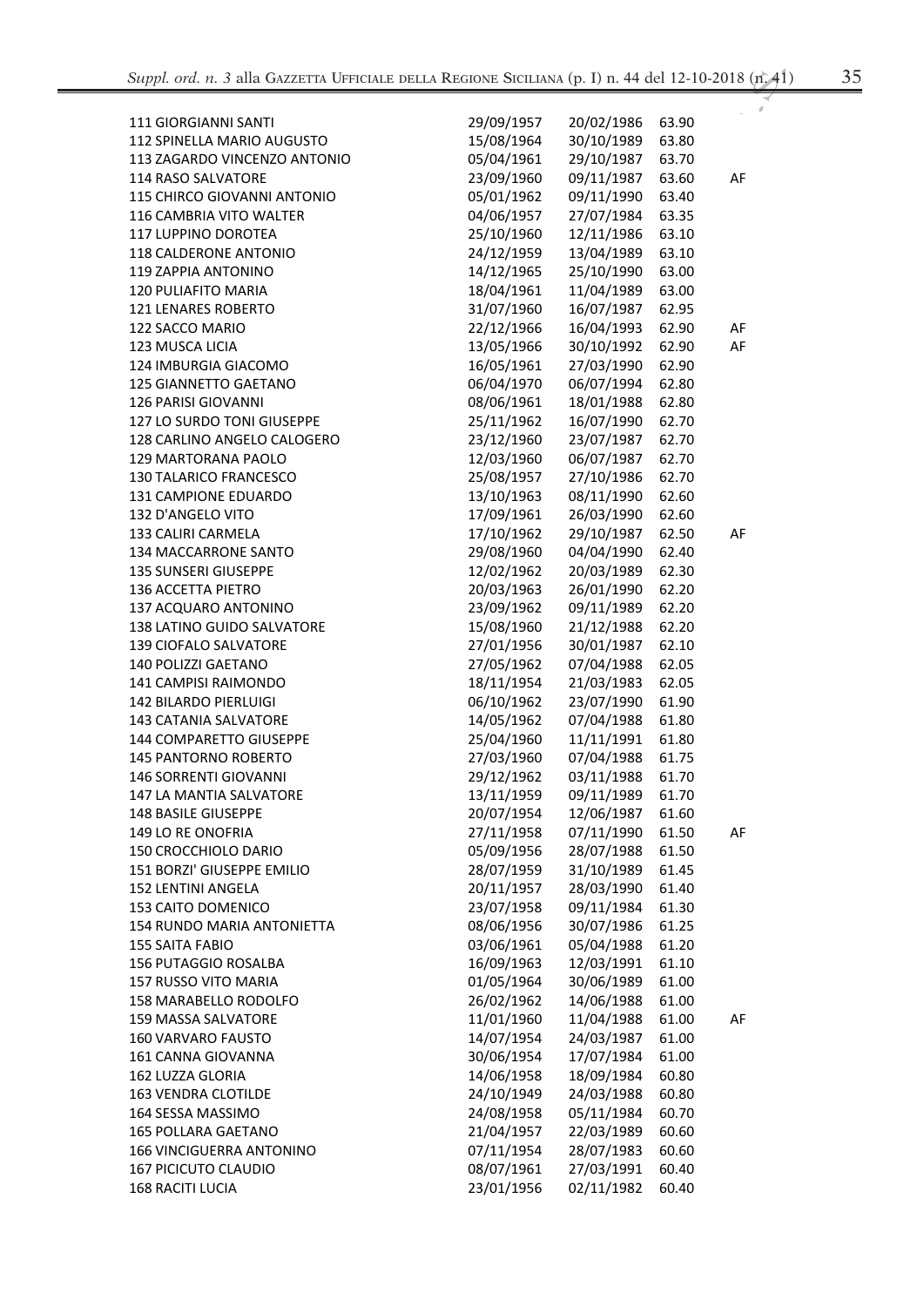| | | | | |
|---|---|---|---|---|
| 111 GIORGIANNI SANTI | 29/09/1957 | 20/02/1986 | 63.90 | |
| 112 SPINELLA MARIO AUGUSTO | 15/08/1964 | 30/10/1989 | 63.80 | |
| 113 ZAGARDO VINCENZO ANTONIO | 05/04/1961 | 29/10/1987 | 63.70 | |
| 114 RASO SALVATORE | 23/09/1960 | 09/11/1987 | 63.60 | AF |
| 115 CHIRCO GIOVANNI ANTONIO | 05/01/1962 | 09/11/1990 | 63.40 | |
| 116 CAMBRIA VITO WALTER | 04/06/1957 | 27/07/1984 | 63.35 | |
| 117 LUPPINO DOROTEA | 25/10/1960 | 12/11/1986 | 63.10 | |
| 118 CALDERONE ANTONIO | 24/12/1959 | 13/04/1989 | 63.10 | |
| 119 ZAPPIA ANTONINO | 14/12/1965 | 25/10/1990 | 63.00 | |
| 120 PULIAFITO MARIA | 18/04/1961 | 11/04/1989 | 63.00 | |
| 121 LENARES ROBERTO | 31/07/1960 | 16/07/1987 | 62.95 | |
| 122 SACCO MARIO | 22/12/1966 | 16/04/1993 | 62.90 | AF |
| 123 MUSCA LICIA | 13/05/1966 | 30/10/1992 | 62.90 | AF |
| 124 IMBURGIA GIACOMO | 16/05/1961 | 27/03/1990 | 62.90 | |
| 125 GIANNETTO GAETANO | 06/04/1970 | 06/07/1994 | 62.80 | |
| 126 PARISI GIOVANNI | 08/06/1961 | 18/01/1988 | 62.80 | |
| 127 LO SURDO TONI GIUSEPPE | 25/11/1962 | 16/07/1990 | 62.70 | |
| 128 CARLINO ANGELO CALOGERO | 23/12/1960 | 23/07/1987 | 62.70 | |
| 129 MARTORANA PAOLO | 12/03/1960 | 06/07/1987 | 62.70 | |
| 130 TALARICO FRANCESCO | 25/08/1957 | 27/10/1986 | 62.70 | |
| 131 CAMPIONE EDUARDO | 13/10/1963 | 08/11/1990 | 62.60 | |
| 132 D'ANGELO VITO | 17/09/1961 | 26/03/1990 | 62.60 | |
| 133 CALIRI CARMELA | 17/10/1962 | 29/10/1987 | 62.50 | AF |
| 134 MACCARRONE SANTO | 29/08/1960 | 04/04/1990 | 62.40 | |
| 135 SUNSERI GIUSEPPE | 12/02/1962 | 20/03/1989 | 62.30 | |
| 136 ACCETTA PIETRO | 20/03/1963 | 26/01/1990 | 62.20 | |
| 137 ACQUARO ANTONINO | 23/09/1962 | 09/11/1989 | 62.20 | |
| 138 LATINO GUIDO SALVATORE | 15/08/1960 | 21/12/1988 | 62.20 | |
| 139 CIOFALO SALVATORE | 27/01/1956 | 30/01/1987 | 62.10 | |
| 140 POLIZZI GAETANO | 27/05/1962 | 07/04/1988 | 62.05 | |
| 141 CAMPISI RAIMONDO | 18/11/1954 | 21/03/1983 | 62.05 | |
| 142 BILARDO PIERLUIGI | 06/10/1962 | 23/07/1990 | 61.90 | |
| 143 CATANIA SALVATORE | 14/05/1962 | 07/04/1988 | 61.80 | |
| 144 COMPARETTO GIUSEPPE | 25/04/1960 | 11/11/1991 | 61.80 | |
| 145 PANTORNO ROBERTO | 27/03/1960 | 07/04/1988 | 61.75 | |
| 146 SORRENTI GIOVANNI | 29/12/1962 | 03/11/1988 | 61.70 | |
| 147 LA MANTIA SALVATORE | 13/11/1959 | 09/11/1989 | 61.70 | |
| 148 BASILE GIUSEPPE | 20/07/1954 | 12/06/1987 | 61.60 | |
| 149 LO RE ONOFRIA | 27/11/1958 | 07/11/1990 | 61.50 | AF |
| 150 CROCCHIOLO DARIO | 05/09/1956 | 28/07/1988 | 61.50 | |
| 151 BORZI' GIUSEPPE EMILIO | 28/07/1959 | 31/10/1989 | 61.45 | |
| 152 LENTINI ANGELA | 20/11/1957 | 28/03/1990 | 61.40 | |
| 153 CAITO DOMENICO | 23/07/1958 | 09/11/1984 | 61.30 | |
| 154 RUNDO MARIA ANTONIETTA | 08/06/1956 | 30/07/1986 | 61.25 | |
| 155 SAITA FABIO | 03/06/1961 | 05/04/1988 | 61.20 | |
| 156 PUTAGGIO ROSALBA | 16/09/1963 | 12/03/1991 | 61.10 | |
| 157 RUSSO VITO MARIA | 01/05/1964 | 30/06/1989 | 61.00 | |
| 158 MARABELLO RODOLFO | 26/02/1962 | 14/06/1988 | 61.00 | |
| 159 MASSA SALVATORE | 11/01/1960 | 11/04/1988 | 61.00 | AF |
| 160 VARVARO FAUSTO | 14/07/1954 | 24/03/1987 | 61.00 | |
| 161 CANNA GIOVANNA | 30/06/1954 | 17/07/1984 | 61.00 | |
| 162 LUZZA GLORIA | 14/06/1958 | 18/09/1984 | 60.80 | |
| 163 VENDRA CLOTILDE | 24/10/1949 | 24/03/1988 | 60.80 | |
| 164 SESSA MASSIMO | 24/08/1958 | 05/11/1984 | 60.70 | |
| 165 POLLARA GAETANO | 21/04/1957 | 22/03/1989 | 60.60 | |
| 166 VINCIGUERRA ANTONINO | 07/11/1954 | 28/07/1983 | 60.60 | |
| 167 PICICUTO CLAUDIO | 08/07/1961 | 27/03/1991 | 60.40 | |
| 168 RACITI LUCIA | 23/01/1956 | 02/11/1982 | 60.40 | |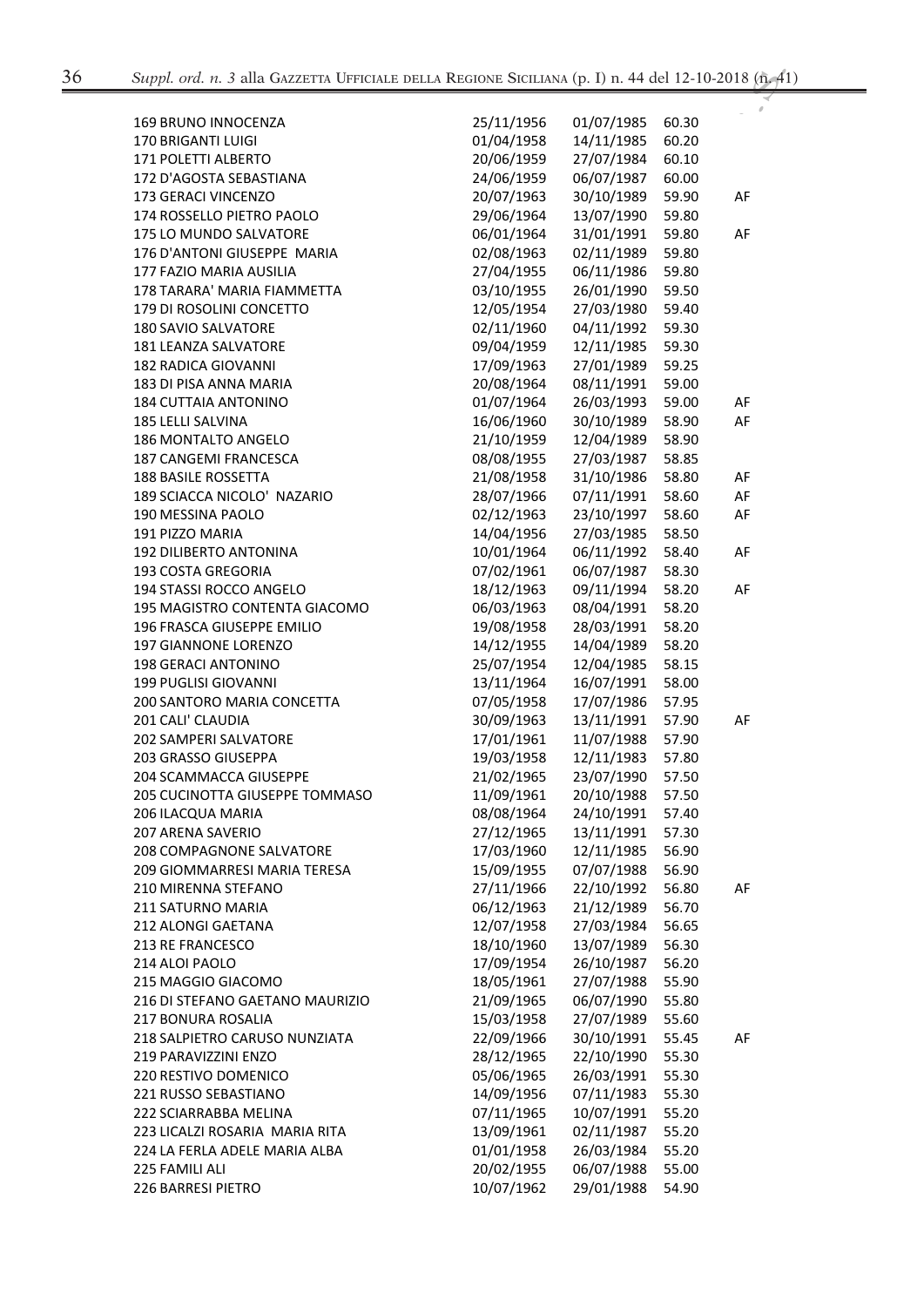| | | | | |
|---|---|---|---|---|
| 169 BRUNO INNOCENZA | 25/11/1956 | 01/07/1985 | 60.30 | |
| 170 BRIGANTI LUIGI | 01/04/1958 | 14/11/1985 | 60.20 | |
| 171 POLETTI ALBERTO | 20/06/1959 | 27/07/1984 | 60.10 | |
| 172 D'AGOSTA SEBASTIANA | 24/06/1959 | 06/07/1987 | 60.00 | |
| 173 GERACI VINCENZO | 20/07/1963 | 30/10/1989 | 59.90 | AF |
| 174 ROSSELLO PIETRO PAOLO | 29/06/1964 | 13/07/1990 | 59.80 | |
| 175 LO MUNDO SALVATORE | 06/01/1964 | 31/01/1991 | 59.80 | AF |
| 176 D'ANTONI GIUSEPPE MARIA | 02/08/1963 | 02/11/1989 | 59.80 | |
| 177 FAZIO MARIA AUSILIA | 27/04/1955 | 06/11/1986 | 59.80 | |
| 178 TARARA' MARIA FIAMMETTA | 03/10/1955 | 26/01/1990 | 59.50 | |
| 179 DI ROSOLINI CONCETTO | 12/05/1954 | 27/03/1980 | 59.40 | |
| 180 SAVIO SALVATORE | 02/11/1960 | 04/11/1992 | 59.30 | |
| 181 LEANZA SALVATORE | 09/04/1959 | 12/11/1985 | 59.30 | |
| 182 RADICA GIOVANNI | 17/09/1963 | 27/01/1989 | 59.25 | |
| 183 DI PISA ANNA MARIA | 20/08/1964 | 08/11/1991 | 59.00 | |
| 184 CUTTAIA ANTONINO | 01/07/1964 | 26/03/1993 | 59.00 | AF |
| 185 LELLI SALVINA | 16/06/1960 | 30/10/1989 | 58.90 | AF |
| 186 MONTALTO ANGELO | 21/10/1959 | 12/04/1989 | 58.90 | |
| 187 CANGEMI FRANCESCA | 08/08/1955 | 27/03/1987 | 58.85 | |
| 188 BASILE ROSSETTA | 21/08/1958 | 31/10/1986 | 58.80 | AF |
| 189 SCIACCA NICOLO' NAZARIO | 28/07/1966 | 07/11/1991 | 58.60 | AF |
| 190 MESSINA PAOLO | 02/12/1963 | 23/10/1997 | 58.60 | AF |
| 191 PIZZO MARIA | 14/04/1956 | 27/03/1985 | 58.50 | |
| 192 DILIBERTO ANTONINA | 10/01/1964 | 06/11/1992 | 58.40 | AF |
| 193 COSTA GREGORIA | 07/02/1961 | 06/07/1987 | 58.30 | |
| 194 STASSI ROCCO ANGELO | 18/12/1963 | 09/11/1994 | 58.20 | AF |
| 195 MAGISTRO CONTENTA GIACOMO | 06/03/1963 | 08/04/1991 | 58.20 | |
| 196 FRASCA GIUSEPPE EMILIO | 19/08/1958 | 28/03/1991 | 58.20 | |
| 197 GIANNONE LORENZO | 14/12/1955 | 14/04/1989 | 58.20 | |
| 198 GERACI ANTONINO | 25/07/1954 | 12/04/1985 | 58.15 | |
| 199 PUGLISI GIOVANNI | 13/11/1964 | 16/07/1991 | 58.00 | |
| 200 SANTORO MARIA CONCETTA | 07/05/1958 | 17/07/1986 | 57.95 | |
| 201 CALI' CLAUDIA | 30/09/1963 | 13/11/1991 | 57.90 | AF |
| 202 SAMPERI SALVATORE | 17/01/1961 | 11/07/1988 | 57.90 | |
| 203 GRASSO GIUSEPPA | 19/03/1958 | 12/11/1983 | 57.80 | |
| 204 SCAMMACCA GIUSEPPE | 21/02/1965 | 23/07/1990 | 57.50 | |
| 205 CUCINOTTA GIUSEPPE TOMMASO | 11/09/1961 | 20/10/1988 | 57.50 | |
| 206 ILACQUA MARIA | 08/08/1964 | 24/10/1991 | 57.40 | |
| 207 ARENA SAVERIO | 27/12/1965 | 13/11/1991 | 57.30 | |
| 208 COMPAGNONE SALVATORE | 17/03/1960 | 12/11/1985 | 56.90 | |
| 209 GIOMMARRESI MARIA TERESA | 15/09/1955 | 07/07/1988 | 56.90 | |
| 210 MIRENNA STEFANO | 27/11/1966 | 22/10/1992 | 56.80 | AF |
| 211 SATURNO MARIA | 06/12/1963 | 21/12/1989 | 56.70 | |
| 212 ALONGI GAETANA | 12/07/1958 | 27/03/1984 | 56.65 | |
| 213 RE FRANCESCO | 18/10/1960 | 13/07/1989 | 56.30 | |
| 214 ALOI PAOLO | 17/09/1954 | 26/10/1987 | 56.20 | |
| 215 MAGGIO GIACOMO | 18/05/1961 | 27/07/1988 | 55.90 | |
| 216 DI STEFANO GAETANO MAURIZIO | 21/09/1965 | 06/07/1990 | 55.80 | |
| 217 BONURA ROSALIA | 15/03/1958 | 27/07/1989 | 55.60 | |
| 218 SALPIETRO CARUSO NUNZIATA | 22/09/1966 | 30/10/1991 | 55.45 | AF |
| 219 PARAVIZZINI ENZO | 28/12/1965 | 22/10/1990 | 55.30 | |
| 220 RESTIVO DOMENICO | 05/06/1965 | 26/03/1991 | 55.30 | |
| 221 RUSSO SEBASTIANO | 14/09/1956 | 07/11/1983 | 55.30 | |
| 222 SCIARRABBA MELINA | 07/11/1965 | 10/07/1991 | 55.20 | |
| 223 LICALZI ROSARIA MARIA RITA | 13/09/1961 | 02/11/1987 | 55.20 | |
| 224 LA FERLA ADELE MARIA ALBA | 01/01/1958 | 26/03/1984 | 55.20 | |
| 225 FAMILI ALI | 20/02/1955 | 06/07/1988 | 55.00 | |
| 226 BARRESI PIETRO | 10/07/1962 | 29/01/1988 | 54.90 | |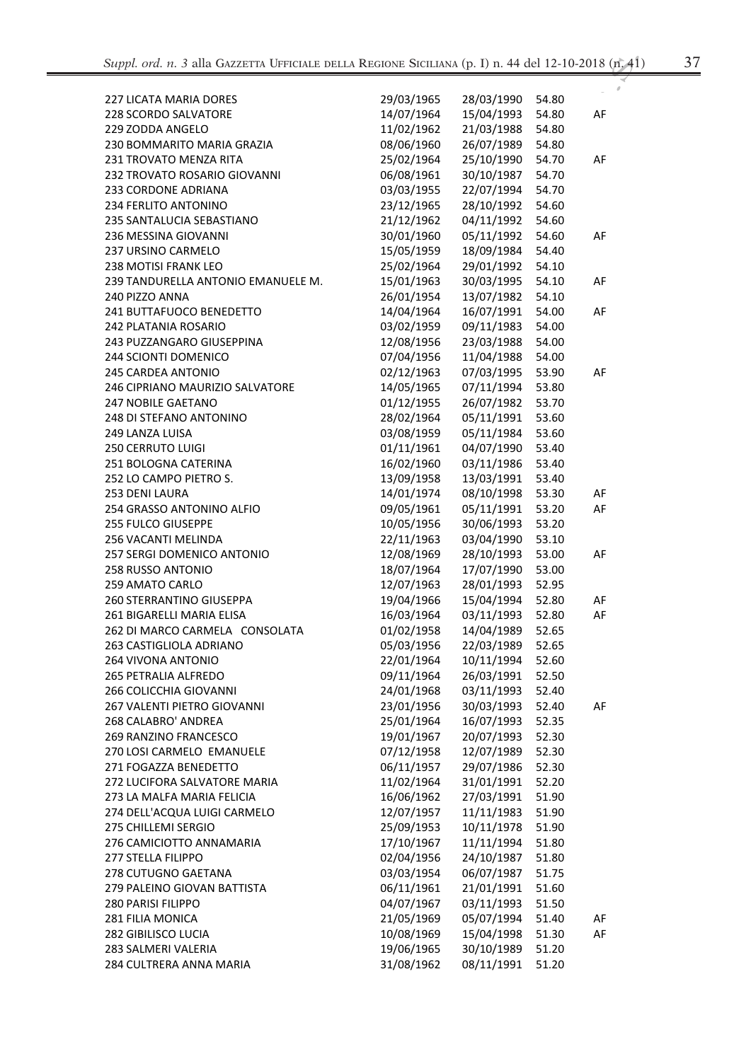| | | | | |
|---|---|---|---|---|
| 227 LICATA MARIA DORES | 29/03/1965 | 28/03/1990 | 54.80 | |
| 228 SCORDO SALVATORE | 14/07/1964 | 15/04/1993 | 54.80 | AF |
| 229 ZODDA ANGELO | 11/02/1962 | 21/03/1988 | 54.80 | |
| 230 BOMMARITO MARIA GRAZIA | 08/06/1960 | 26/07/1989 | 54.80 | |
| 231 TROVATO MENZA RITA | 25/02/1964 | 25/10/1990 | 54.70 | AF |
| 232 TROVATO ROSARIO GIOVANNI | 06/08/1961 | 30/10/1987 | 54.70 | |
| 233 CORDONE ADRIANA | 03/03/1955 | 22/07/1994 | 54.70 | |
| 234 FERLITO ANTONINO | 23/12/1965 | 28/10/1992 | 54.60 | |
| 235 SANTALUCIA SEBASTIANO | 21/12/1962 | 04/11/1992 | 54.60 | |
| 236 MESSINA GIOVANNI | 30/01/1960 | 05/11/1992 | 54.60 | AF |
| 237 URSINO CARMELO | 15/05/1959 | 18/09/1984 | 54.40 | |
| 238 MOTISI FRANK LEO | 25/02/1964 | 29/01/1992 | 54.10 | |
| 239 TANDURELLA ANTONIO EMANUELE M. | 15/01/1963 | 30/03/1995 | 54.10 | AF |
| 240 PIZZO ANNA | 26/01/1954 | 13/07/1982 | 54.10 | |
| 241 BUTTAFUOCO BENEDETTO | 14/04/1964 | 16/07/1991 | 54.00 | AF |
| 242 PLATANIA ROSARIO | 03/02/1959 | 09/11/1983 | 54.00 | |
| 243 PUZZANGARO GIUSEPPINA | 12/08/1956 | 23/03/1988 | 54.00 | |
| 244 SCIONTI DOMENICO | 07/04/1956 | 11/04/1988 | 54.00 | |
| 245 CARDEA ANTONIO | 02/12/1963 | 07/03/1995 | 53.90 | AF |
| 246 CIPRIANO MAURIZIO SALVATORE | 14/05/1965 | 07/11/1994 | 53.80 | |
| 247 NOBILE GAETANO | 01/12/1955 | 26/07/1982 | 53.70 | |
| 248 DI STEFANO ANTONINO | 28/02/1964 | 05/11/1991 | 53.60 | |
| 249 LANZA LUISA | 03/08/1959 | 05/11/1984 | 53.60 | |
| 250 CERRUTO LUIGI | 01/11/1961 | 04/07/1990 | 53.40 | |
| 251 BOLOGNA CATERINA | 16/02/1960 | 03/11/1986 | 53.40 | |
| 252 LO CAMPO PIETRO S. | 13/09/1958 | 13/03/1991 | 53.40 | |
| 253 DENI LAURA | 14/01/1974 | 08/10/1998 | 53.30 | AF |
| 254 GRASSO ANTONINO ALFIO | 09/05/1961 | 05/11/1991 | 53.20 | AF |
| 255 FULCO GIUSEPPE | 10/05/1956 | 30/06/1993 | 53.20 | |
| 256 VACANTI MELINDA | 22/11/1963 | 03/04/1990 | 53.10 | |
| 257 SERGI DOMENICO ANTONIO | 12/08/1969 | 28/10/1993 | 53.00 | AF |
| 258 RUSSO ANTONIO | 18/07/1964 | 17/07/1990 | 53.00 | |
| 259 AMATO CARLO | 12/07/1963 | 28/01/1993 | 52.95 | |
| 260 STERRANTINO GIUSEPPA | 19/04/1966 | 15/04/1994 | 52.80 | AF |
| 261 BIGARELLI MARIA ELISA | 16/03/1964 | 03/11/1993 | 52.80 | AF |
| 262 DI MARCO CARMELA CONSOLATA | 01/02/1958 | 14/04/1989 | 52.65 | |
| 263 CASTIGLIOLA ADRIANO | 05/03/1956 | 22/03/1989 | 52.65 | |
| 264 VIVONA ANTONIO | 22/01/1964 | 10/11/1994 | 52.60 | |
| 265 PETRALIA ALFREDO | 09/11/1964 | 26/03/1991 | 52.50 | |
| 266 COLICCHIA GIOVANNI | 24/01/1968 | 03/11/1993 | 52.40 | |
| 267 VALENTI PIETRO GIOVANNI | 23/01/1956 | 30/03/1993 | 52.40 | AF |
| 268 CALABRO' ANDREA | 25/01/1964 | 16/07/1993 | 52.35 | |
| 269 RANZINO FRANCESCO | 19/01/1967 | 20/07/1993 | 52.30 | |
| 270 LOSI CARMELO EMANUELE | 07/12/1958 | 12/07/1989 | 52.30 | |
| 271 FOGAZZA BENEDETTO | 06/11/1957 | 29/07/1986 | 52.30 | |
| 272 LUCIFORA SALVATORE MARIA | 11/02/1964 | 31/01/1991 | 52.20 | |
| 273 LA MALFA MARIA FELICIA | 16/06/1962 | 27/03/1991 | 51.90 | |
| 274 DELL'ACQUA LUIGI CARMELO | 12/07/1957 | 11/11/1983 | 51.90 | |
| 275 CHILLEMI SERGIO | 25/09/1953 | 10/11/1978 | 51.90 | |
| 276 CAMICIOTTO ANNAMARIA | 17/10/1967 | 11/11/1994 | 51.80 | |
| 277 STELLA FILIPPO | 02/04/1956 | 24/10/1987 | 51.80 | |
| 278 CUTUGNO GAETANA | 03/03/1954 | 06/07/1987 | 51.75 | |
| 279 PALEINO GIOVAN BATTISTA | 06/11/1961 | 21/01/1991 | 51.60 | |
| 280 PARISI FILIPPO | 04/07/1967 | 03/11/1993 | 51.50 | |
| 281 FILIA MONICA | 21/05/1969 | 05/07/1994 | 51.40 | AF |
| 282 GIBILISCO LUCIA | 10/08/1969 | 15/04/1998 | 51.30 | AF |
| 283 SALMERI VALERIA | 19/06/1965 | 30/10/1989 | 51.20 | |
| 284 CULTRERA ANNA MARIA | 31/08/1962 | 08/11/1991 | 51.20 | |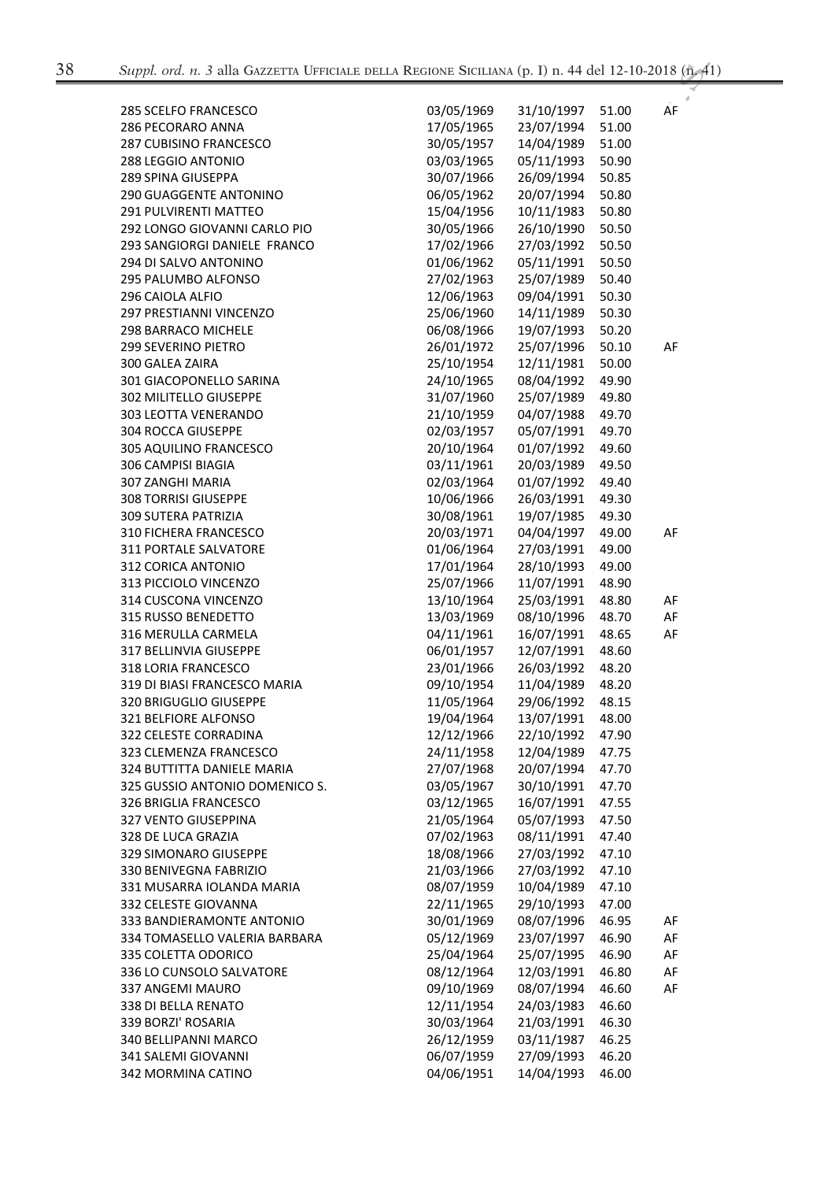| | | | | |
|---|---|---|---|---|
| 285 SCELFO FRANCESCO | 03/05/1969 | 31/10/1997 | 51.00 | AF |
| 286 PECORARO ANNA | 17/05/1965 | 23/07/1994 | 51.00 | |
| 287 CUBISINO FRANCESCO | 30/05/1957 | 14/04/1989 | 51.00 | |
| 288 LEGGIO ANTONIO | 03/03/1965 | 05/11/1993 | 50.90 | |
| 289 SPINA GIUSEPPA | 30/07/1966 | 26/09/1994 | 50.85 | |
| 290 GUAGGENTE ANTONINO | 06/05/1962 | 20/07/1994 | 50.80 | |
| 291 PULVIRENTI MATTEO | 15/04/1956 | 10/11/1983 | 50.80 | |
| 292 LONGO GIOVANNI CARLO PIO | 30/05/1966 | 26/10/1990 | 50.50 | |
| 293 SANGIORGI DANIELE FRANCO | 17/02/1966 | 27/03/1992 | 50.50 | |
| 294 DI SALVO ANTONINO | 01/06/1962 | 05/11/1991 | 50.50 | |
| 295 PALUMBO ALFONSO | 27/02/1963 | 25/07/1989 | 50.40 | |
| 296 CAIOLA ALFIO | 12/06/1963 | 09/04/1991 | 50.30 | |
| 297 PRESTIANNI VINCENZO | 25/06/1960 | 14/11/1989 | 50.30 | |
| 298 BARRACO MICHELE | 06/08/1966 | 19/07/1993 | 50.20 | |
| 299 SEVERINO PIETRO | 26/01/1972 | 25/07/1996 | 50.10 | AF |
| 300 GALEA ZAIRA | 25/10/1954 | 12/11/1981 | 50.00 | |
| 301 GIACOPONELLO SARINA | 24/10/1965 | 08/04/1992 | 49.90 | |
| 302 MILITELLO GIUSEPPE | 31/07/1960 | 25/07/1989 | 49.80 | |
| 303 LEOTTA VENERANDO | 21/10/1959 | 04/07/1988 | 49.70 | |
| 304 ROCCA GIUSEPPE | 02/03/1957 | 05/07/1991 | 49.70 | |
| 305 AQUILINO FRANCESCO | 20/10/1964 | 01/07/1992 | 49.60 | |
| 306 CAMPISI BIAGIA | 03/11/1961 | 20/03/1989 | 49.50 | |
| 307 ZANGHI MARIA | 02/03/1964 | 01/07/1992 | 49.40 | |
| 308 TORRISI GIUSEPPE | 10/06/1966 | 26/03/1991 | 49.30 | |
| 309 SUTERA PATRIZIA | 30/08/1961 | 19/07/1985 | 49.30 | |
| 310 FICHERA FRANCESCO | 20/03/1971 | 04/04/1997 | 49.00 | AF |
| 311 PORTALE SALVATORE | 01/06/1964 | 27/03/1991 | 49.00 | |
| 312 CORICA ANTONIO | 17/01/1964 | 28/10/1993 | 49.00 | |
| 313 PICCIOLO VINCENZO | 25/07/1966 | 11/07/1991 | 48.90 | |
| 314 CUSCONA VINCENZO | 13/10/1964 | 25/03/1991 | 48.80 | AF |
| 315 RUSSO BENEDETTO | 13/03/1969 | 08/10/1996 | 48.70 | AF |
| 316 MERULLA CARMELA | 04/11/1961 | 16/07/1991 | 48.65 | AF |
| 317 BELLINVIA GIUSEPPE | 06/01/1957 | 12/07/1991 | 48.60 | |
| 318 LORIA FRANCESCO | 23/01/1966 | 26/03/1992 | 48.20 | |
| 319 DI BIASI FRANCESCO MARIA | 09/10/1954 | 11/04/1989 | 48.20 | |
| 320 BRIGUGLIO GIUSEPPE | 11/05/1964 | 29/06/1992 | 48.15 | |
| 321 BELFIORE ALFONSO | 19/04/1964 | 13/07/1991 | 48.00 | |
| 322 CELESTE CORRADINA | 12/12/1966 | 22/10/1992 | 47.90 | |
| 323 CLEMENZA FRANCESCO | 24/11/1958 | 12/04/1989 | 47.75 | |
| 324 BUTTITTA DANIELE MARIA | 27/07/1968 | 20/07/1994 | 47.70 | |
| 325 GUSSIO ANTONIO DOMENICO S. | 03/05/1967 | 30/10/1991 | 47.70 | |
| 326 BRIGLIA FRANCESCO | 03/12/1965 | 16/07/1991 | 47.55 | |
| 327 VENTO GIUSEPPINA | 21/05/1964 | 05/07/1993 | 47.50 | |
| 328 DE LUCA GRAZIA | 07/02/1963 | 08/11/1991 | 47.40 | |
| 329 SIMONARO GIUSEPPE | 18/08/1966 | 27/03/1992 | 47.10 | |
| 330 BENIVEGNA FABRIZIO | 21/03/1966 | 27/03/1992 | 47.10 | |
| 331 MUSARRA IOLANDA MARIA | 08/07/1959 | 10/04/1989 | 47.10 | |
| 332 CELESTE GIOVANNA | 22/11/1965 | 29/10/1993 | 47.00 | |
| 333 BANDIERAMONTE ANTONIO | 30/01/1969 | 08/07/1996 | 46.95 | AF |
| 334 TOMASELLO VALERIA BARBARA | 05/12/1969 | 23/07/1997 | 46.90 | AF |
| 335 COLETTA ODORICO | 25/04/1964 | 25/07/1995 | 46.90 | AF |
| 336 LO CUNSOLO SALVATORE | 08/12/1964 | 12/03/1991 | 46.80 | AF |
| 337 ANGEMI MAURO | 09/10/1969 | 08/07/1994 | 46.60 | AF |
| 338 DI BELLA RENATO | 12/11/1954 | 24/03/1983 | 46.60 | |
| 339 BORZI' ROSARIA | 30/03/1964 | 21/03/1991 | 46.30 | |
| 340 BELLIPANNI MARCO | 26/12/1959 | 03/11/1987 | 46.25 | |
| 341 SALEMI GIOVANNI | 06/07/1959 | 27/09/1993 | 46.20 | |
| 342 MORMINA CATINO | 04/06/1951 | 14/04/1993 | 46.00 | |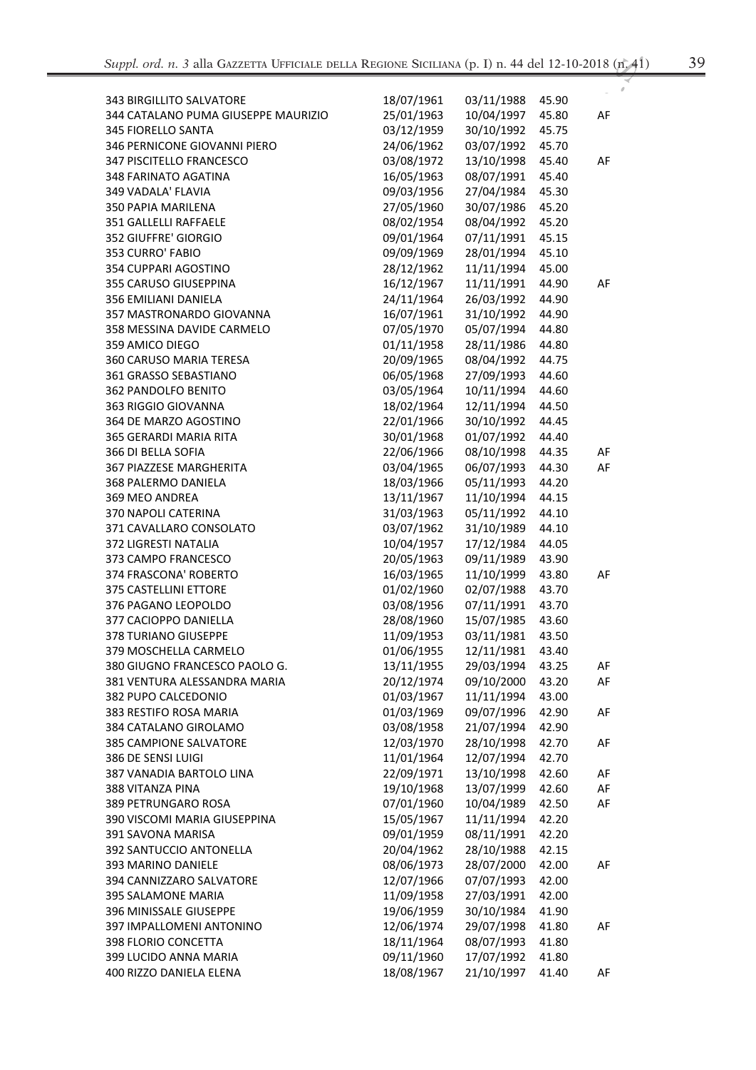| | | | | |
|---|---|---|---|---|
| 343 BIRGILLITO SALVATORE | 18/07/1961 | 03/11/1988 | 45.90 | |
| 344 CATALANO PUMA GIUSEPPE MAURIZIO | 25/01/1963 | 10/04/1997 | 45.80 | AF |
| 345 FIORELLO SANTA | 03/12/1959 | 30/10/1992 | 45.75 | |
| 346 PERNICONE GIOVANNI PIERO | 24/06/1962 | 03/07/1992 | 45.70 | |
| 347 PISCITELLO FRANCESCO | 03/08/1972 | 13/10/1998 | 45.40 | AF |
| 348 FARINATO AGATINA | 16/05/1963 | 08/07/1991 | 45.40 | |
| 349 VADALA' FLAVIA | 09/03/1956 | 27/04/1984 | 45.30 | |
| 350 PAPIA MARILENA | 27/05/1960 | 30/07/1986 | 45.20 | |
| 351 GALLELLI RAFFAELE | 08/02/1954 | 08/04/1992 | 45.20 | |
| 352 GIUFFRE' GIORGIO | 09/01/1964 | 07/11/1991 | 45.15 | |
| 353 CURRO' FABIO | 09/09/1969 | 28/01/1994 | 45.10 | |
| 354 CUPPARI AGOSTINO | 28/12/1962 | 11/11/1994 | 45.00 | |
| 355 CARUSO GIUSEPPINA | 16/12/1967 | 11/11/1991 | 44.90 | AF |
| 356 EMILIANI DANIELA | 24/11/1964 | 26/03/1992 | 44.90 | |
| 357 MASTRONARDO GIOVANNA | 16/07/1961 | 31/10/1992 | 44.90 | |
| 358 MESSINA DAVIDE CARMELO | 07/05/1970 | 05/07/1994 | 44.80 | |
| 359 AMICO DIEGO | 01/11/1958 | 28/11/1986 | 44.80 | |
| 360 CARUSO MARIA TERESA | 20/09/1965 | 08/04/1992 | 44.75 | |
| 361 GRASSO SEBASTIANO | 06/05/1968 | 27/09/1993 | 44.60 | |
| 362 PANDOLFO BENITO | 03/05/1964 | 10/11/1994 | 44.60 | |
| 363 RIGGIO GIOVANNA | 18/02/1964 | 12/11/1994 | 44.50 | |
| 364 DE MARZO AGOSTINO | 22/01/1966 | 30/10/1992 | 44.45 | |
| 365 GERARDI MARIA RITA | 30/01/1968 | 01/07/1992 | 44.40 | |
| 366 DI BELLA SOFIA | 22/06/1966 | 08/10/1998 | 44.35 | AF |
| 367 PIAZZESE MARGHERITA | 03/04/1965 | 06/07/1993 | 44.30 | AF |
| 368 PALERMO DANIELA | 18/03/1966 | 05/11/1993 | 44.20 | |
| 369 MEO ANDREA | 13/11/1967 | 11/10/1994 | 44.15 | |
| 370 NAPOLI CATERINA | 31/03/1963 | 05/11/1992 | 44.10 | |
| 371 CAVALLARO CONSOLATO | 03/07/1962 | 31/10/1989 | 44.10 | |
| 372 LIGRESTI NATALIA | 10/04/1957 | 17/12/1984 | 44.05 | |
| 373 CAMPO FRANCESCO | 20/05/1963 | 09/11/1989 | 43.90 | |
| 374 FRASCONA' ROBERTO | 16/03/1965 | 11/10/1999 | 43.80 | AF |
| 375 CASTELLINI ETTORE | 01/02/1960 | 02/07/1988 | 43.70 | |
| 376 PAGANO LEOPOLDO | 03/08/1956 | 07/11/1991 | 43.70 | |
| 377 CACIOPPO DANIELLA | 28/08/1960 | 15/07/1985 | 43.60 | |
| 378 TURIANO GIUSEPPE | 11/09/1953 | 03/11/1981 | 43.50 | |
| 379 MOSCHELLA CARMELO | 01/06/1955 | 12/11/1981 | 43.40 | |
| 380 GIUGNO FRANCESCO PAOLO G. | 13/11/1955 | 29/03/1994 | 43.25 | AF |
| 381 VENTURA ALESSANDRA MARIA | 20/12/1974 | 09/10/2000 | 43.20 | AF |
| 382 PUPO CALCEDONIO | 01/03/1967 | 11/11/1994 | 43.00 | |
| 383 RESTIFO ROSA MARIA | 01/03/1969 | 09/07/1996 | 42.90 | AF |
| 384 CATALANO GIROLAMO | 03/08/1958 | 21/07/1994 | 42.90 | |
| 385 CAMPIONE SALVATORE | 12/03/1970 | 28/10/1998 | 42.70 | AF |
| 386 DE SENSI LUIGI | 11/01/1964 | 12/07/1994 | 42.70 | |
| 387 VANADIA BARTOLO LINA | 22/09/1971 | 13/10/1998 | 42.60 | AF |
| 388 VITANZA PINA | 19/10/1968 | 13/07/1999 | 42.60 | AF |
| 389 PETRUNGARO ROSA | 07/01/1960 | 10/04/1989 | 42.50 | AF |
| 390 VISCOMI MARIA GIUSEPPINA | 15/05/1967 | 11/11/1994 | 42.20 | |
| 391 SAVONA MARISA | 09/01/1959 | 08/11/1991 | 42.20 | |
| 392 SANTUCCIO ANTONELLA | 20/04/1962 | 28/10/1988 | 42.15 | |
| 393 MARINO DANIELE | 08/06/1973 | 28/07/2000 | 42.00 | AF |
| 394 CANNIZZARO SALVATORE | 12/07/1966 | 07/07/1993 | 42.00 | |
| 395 SALAMONE MARIA | 11/09/1958 | 27/03/1991 | 42.00 | |
| 396 MINISSALE GIUSEPPE | 19/06/1959 | 30/10/1984 | 41.90 | |
| 397 IMPALLOMENI ANTONINO | 12/06/1974 | 29/07/1998 | 41.80 | AF |
| 398 FLORIO CONCETTA | 18/11/1964 | 08/07/1993 | 41.80 | |
| 399 LUCIDO ANNA MARIA | 09/11/1960 | 17/07/1992 | 41.80 | |
| 400 RIZZO DANIELA ELENA | 18/08/1967 | 21/10/1997 | 41.40 | AF |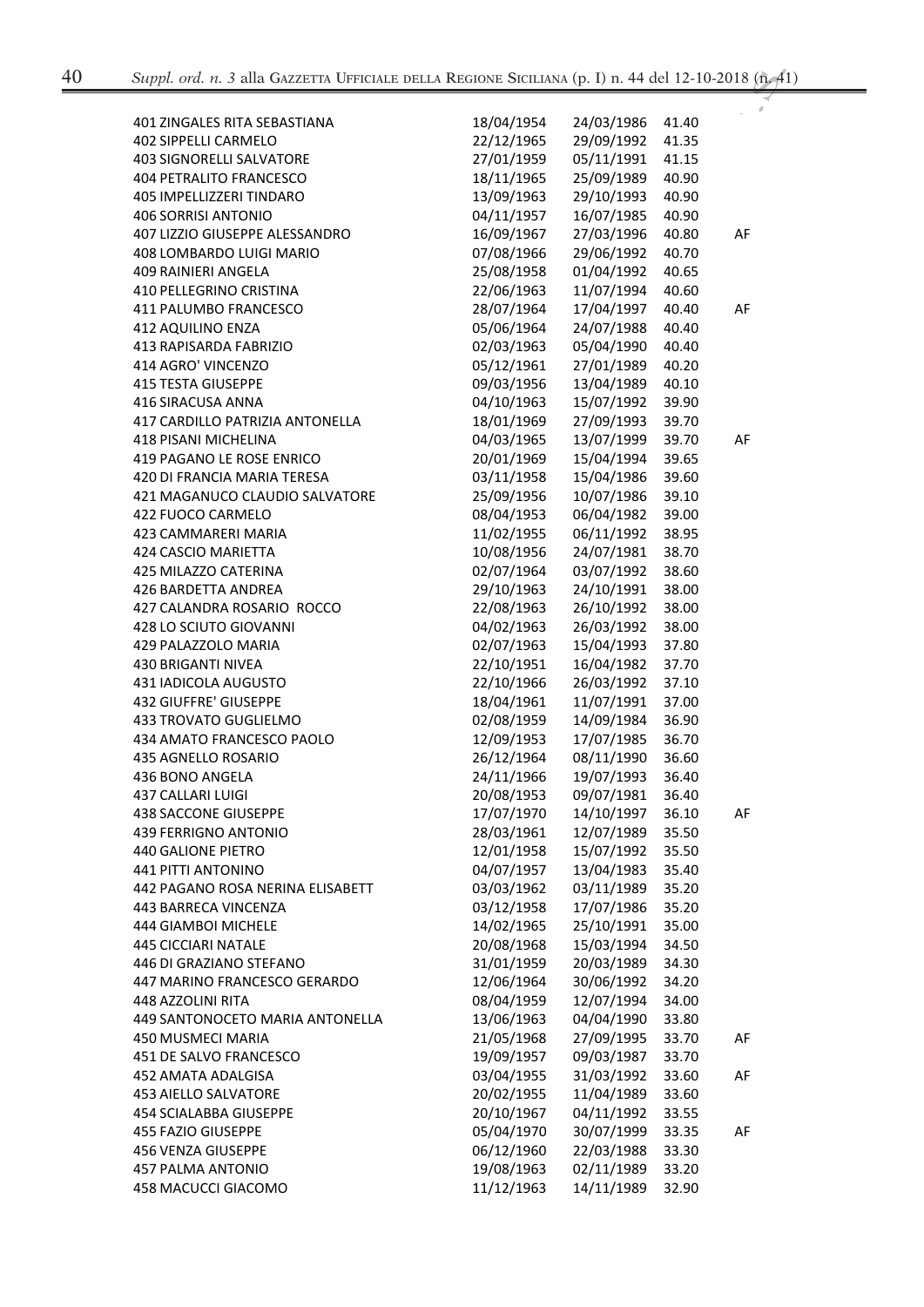| | | | | |
|---|---|---|---|---|
| 401 ZINGALES RITA SEBASTIANA | 18/04/1954 | 24/03/1986 | 41.40 | |
| 402 SIPPELLI CARMELO | 22/12/1965 | 29/09/1992 | 41.35 | |
| 403 SIGNORELLI SALVATORE | 27/01/1959 | 05/11/1991 | 41.15 | |
| 404 PETRALITO FRANCESCO | 18/11/1965 | 25/09/1989 | 40.90 | |
| 405 IMPELLIZZERI TINDARO | 13/09/1963 | 29/10/1993 | 40.90 | |
| 406 SORRISI ANTONIO | 04/11/1957 | 16/07/1985 | 40.90 | |
| 407 LIZZIO GIUSEPPE ALESSANDRO | 16/09/1967 | 27/03/1996 | 40.80 | AF |
| 408 LOMBARDO LUIGI MARIO | 07/08/1966 | 29/06/1992 | 40.70 | |
| 409 RAINIERI ANGELA | 25/08/1958 | 01/04/1992 | 40.65 | |
| 410 PELLEGRINO CRISTINA | 22/06/1963 | 11/07/1994 | 40.60 | |
| 411 PALUMBO FRANCESCO | 28/07/1964 | 17/04/1997 | 40.40 | AF |
| 412 AQUILINO ENZA | 05/06/1964 | 24/07/1988 | 40.40 | |
| 413 RAPISARDA FABRIZIO | 02/03/1963 | 05/04/1990 | 40.40 | |
| 414 AGRO' VINCENZO | 05/12/1961 | 27/01/1989 | 40.20 | |
| 415 TESTA GIUSEPPE | 09/03/1956 | 13/04/1989 | 40.10 | |
| 416 SIRACUSA ANNA | 04/10/1963 | 15/07/1992 | 39.90 | |
| 417 CARDILLO PATRIZIA ANTONELLA | 18/01/1969 | 27/09/1993 | 39.70 | |
| 418 PISANI MICHELINA | 04/03/1965 | 13/07/1999 | 39.70 | AF |
| 419 PAGANO LE ROSE ENRICO | 20/01/1969 | 15/04/1994 | 39.65 | |
| 420 DI FRANCIA MARIA TERESA | 03/11/1958 | 15/04/1986 | 39.60 | |
| 421 MAGANUCO CLAUDIO SALVATORE | 25/09/1956 | 10/07/1986 | 39.10 | |
| 422 FUOCO CARMELO | 08/04/1953 | 06/04/1982 | 39.00 | |
| 423 CAMMARERI MARIA | 11/02/1955 | 06/11/1992 | 38.95 | |
| 424 CASCIO MARIETTA | 10/08/1956 | 24/07/1981 | 38.70 | |
| 425 MILAZZO CATERINA | 02/07/1964 | 03/07/1992 | 38.60 | |
| 426 BARDETTA ANDREA | 29/10/1963 | 24/10/1991 | 38.00 | |
| 427 CALANDRA ROSARIO ROCCO | 22/08/1963 | 26/10/1992 | 38.00 | |
| 428 LO SCIUTO GIOVANNI | 04/02/1963 | 26/03/1992 | 38.00 | |
| 429 PALAZZOLO MARIA | 02/07/1963 | 15/04/1993 | 37.80 | |
| 430 BRIGANTI NIVEA | 22/10/1951 | 16/04/1982 | 37.70 | |
| 431 IADICOLA AUGUSTO | 22/10/1966 | 26/03/1992 | 37.10 | |
| 432 GIUFFRE' GIUSEPPE | 18/04/1961 | 11/07/1991 | 37.00 | |
| 433 TROVATO GUGLIELMO | 02/08/1959 | 14/09/1984 | 36.90 | |
| 434 AMATO FRANCESCO PAOLO | 12/09/1953 | 17/07/1985 | 36.70 | |
| 435 AGNELLO ROSARIO | 26/12/1964 | 08/11/1990 | 36.60 | |
| 436 BONO ANGELA | 24/11/1966 | 19/07/1993 | 36.40 | |
| 437 CALLARI LUIGI | 20/08/1953 | 09/07/1981 | 36.40 | |
| 438 SACCONE GIUSEPPE | 17/07/1970 | 14/10/1997 | 36.10 | AF |
| 439 FERRIGNO ANTONIO | 28/03/1961 | 12/07/1989 | 35.50 | |
| 440 GALIONE PIETRO | 12/01/1958 | 15/07/1992 | 35.50 | |
| 441 PITTI ANTONINO | 04/07/1957 | 13/04/1983 | 35.40 | |
| 442 PAGANO ROSA NERINA ELISABETT | 03/03/1962 | 03/11/1989 | 35.20 | |
| 443 BARRECA VINCENZA | 03/12/1958 | 17/07/1986 | 35.20 | |
| 444 GIAMBOI MICHELE | 14/02/1965 | 25/10/1991 | 35.00 | |
| 445 CICCIARI NATALE | 20/08/1968 | 15/03/1994 | 34.50 | |
| 446 DI GRAZIANO STEFANO | 31/01/1959 | 20/03/1989 | 34.30 | |
| 447 MARINO FRANCESCO GERARDO | 12/06/1964 | 30/06/1992 | 34.20 | |
| 448 AZZOLINI RITA | 08/04/1959 | 12/07/1994 | 34.00 | |
| 449 SANTONOCETO MARIA ANTONELLA | 13/06/1963 | 04/04/1990 | 33.80 | |
| 450 MUSMECI MARIA | 21/05/1968 | 27/09/1995 | 33.70 | AF |
| 451 DE SALVO FRANCESCO | 19/09/1957 | 09/03/1987 | 33.70 | |
| 452 AMATA ADALGISA | 03/04/1955 | 31/03/1992 | 33.60 | AF |
| 453 AIELLO SALVATORE | 20/02/1955 | 11/04/1989 | 33.60 | |
| 454 SCIALABBA GIUSEPPE | 20/10/1967 | 04/11/1992 | 33.55 | |
| 455 FAZIO GIUSEPPE | 05/04/1970 | 30/07/1999 | 33.35 | AF |
| 456 VENZA GIUSEPPE | 06/12/1960 | 22/03/1988 | 33.30 | |
| 457 PALMA ANTONIO | 19/08/1963 | 02/11/1989 | 33.20 | |
| 458 MACUCCI GIACOMO | 11/12/1963 | 14/11/1989 | 32.90 | |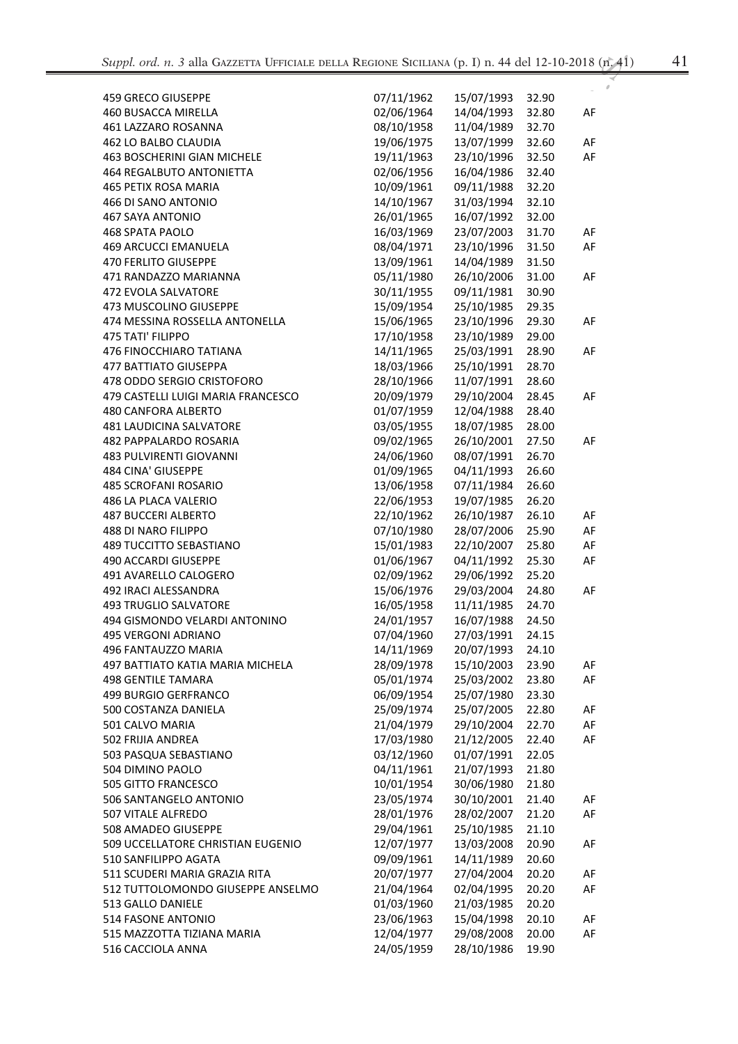| | | | | |
|---|---|---|---|---|
| 459 GRECO GIUSEPPE | 07/11/1962 | 15/07/1993 | 32.90 | |
| 460 BUSACCA MIRELLA | 02/06/1964 | 14/04/1993 | 32.80 | AF |
| 461 LAZZARO ROSANNA | 08/10/1958 | 11/04/1989 | 32.70 | |
| 462 LO BALBO CLAUDIA | 19/06/1975 | 13/07/1999 | 32.60 | AF |
| 463 BOSCHERINI GIAN MICHELE | 19/11/1963 | 23/10/1996 | 32.50 | AF |
| 464 REGALBUTO ANTONIETTA | 02/06/1956 | 16/04/1986 | 32.40 | |
| 465 PETIX ROSA MARIA | 10/09/1961 | 09/11/1988 | 32.20 | |
| 466 DI SANO ANTONIO | 14/10/1967 | 31/03/1994 | 32.10 | |
| 467 SAYA ANTONIO | 26/01/1965 | 16/07/1992 | 32.00 | |
| 468 SPATA PAOLO | 16/03/1969 | 23/07/2003 | 31.70 | AF |
| 469 ARCUCCI EMANUELA | 08/04/1971 | 23/10/1996 | 31.50 | AF |
| 470 FERLITO GIUSEPPE | 13/09/1961 | 14/04/1989 | 31.50 | |
| 471 RANDAZZO MARIANNA | 05/11/1980 | 26/10/2006 | 31.00 | AF |
| 472 EVOLA SALVATORE | 30/11/1955 | 09/11/1981 | 30.90 | |
| 473 MUSCOLINO GIUSEPPE | 15/09/1954 | 25/10/1985 | 29.35 | |
| 474 MESSINA ROSSELLA ANTONELLA | 15/06/1965 | 23/10/1996 | 29.30 | AF |
| 475 TATI' FILIPPO | 17/10/1958 | 23/10/1989 | 29.00 | |
| 476 FINOCCHIARO TATIANA | 14/11/1965 | 25/03/1991 | 28.90 | AF |
| 477 BATTIATO GIUSEPPA | 18/03/1966 | 25/10/1991 | 28.70 | |
| 478 ODDO SERGIO CRISTOFORO | 28/10/1966 | 11/07/1991 | 28.60 | |
| 479 CASTELLI LUIGI MARIA FRANCESCO | 20/09/1979 | 29/10/2004 | 28.45 | AF |
| 480 CANFORA ALBERTO | 01/07/1959 | 12/04/1988 | 28.40 | |
| 481 LAUDICINA SALVATORE | 03/05/1955 | 18/07/1985 | 28.00 | |
| 482 PAPPALARDO ROSARIA | 09/02/1965 | 26/10/2001 | 27.50 | AF |
| 483 PULVIRENTI GIOVANNI | 24/06/1960 | 08/07/1991 | 26.70 | |
| 484 CINA' GIUSEPPE | 01/09/1965 | 04/11/1993 | 26.60 | |
| 485 SCROFANI ROSARIO | 13/06/1958 | 07/11/1984 | 26.60 | |
| 486 LA PLACA VALERIO | 22/06/1953 | 19/07/1985 | 26.20 | |
| 487 BUCCERI ALBERTO | 22/10/1962 | 26/10/1987 | 26.10 | AF |
| 488 DI NARO FILIPPO | 07/10/1980 | 28/07/2006 | 25.90 | AF |
| 489 TUCCITTO SEBASTIANO | 15/01/1983 | 22/10/2007 | 25.80 | AF |
| 490 ACCARDI GIUSEPPE | 01/06/1967 | 04/11/1992 | 25.30 | AF |
| 491 AVARELLO CALOGERO | 02/09/1962 | 29/06/1992 | 25.20 | |
| 492 IRACI ALESSANDRA | 15/06/1976 | 29/03/2004 | 24.80 | AF |
| 493 TRUGLIO SALVATORE | 16/05/1958 | 11/11/1985 | 24.70 | |
| 494 GISMONDO VELARDI ANTONINO | 24/01/1957 | 16/07/1988 | 24.50 | |
| 495 VERGONI ADRIANO | 07/04/1960 | 27/03/1991 | 24.15 | |
| 496 FANTAUZZO MARIA | 14/11/1969 | 20/07/1993 | 24.10 | |
| 497 BATTIATO KATIA MARIA MICHELA | 28/09/1978 | 15/10/2003 | 23.90 | AF |
| 498 GENTILE TAMARA | 05/01/1974 | 25/03/2002 | 23.80 | AF |
| 499 BURGIO GERFRANCO | 06/09/1954 | 25/07/1980 | 23.30 | |
| 500 COSTANZA DANIELA | 25/09/1974 | 25/07/2005 | 22.80 | AF |
| 501 CALVO MARIA | 21/04/1979 | 29/10/2004 | 22.70 | AF |
| 502 FRIJIA ANDREA | 17/03/1980 | 21/12/2005 | 22.40 | AF |
| 503 PASQUA SEBASTIANO | 03/12/1960 | 01/07/1991 | 22.05 | |
| 504 DIMINO PAOLO | 04/11/1961 | 21/07/1993 | 21.80 | |
| 505 GITTO FRANCESCO | 10/01/1954 | 30/06/1980 | 21.80 | |
| 506 SANTANGELO ANTONIO | 23/05/1974 | 30/10/2001 | 21.40 | AF |
| 507 VITALE ALFREDO | 28/01/1976 | 28/02/2007 | 21.20 | AF |
| 508 AMADEO GIUSEPPE | 29/04/1961 | 25/10/1985 | 21.10 | |
| 509 UCCELLATORE CHRISTIAN EUGENIO | 12/07/1977 | 13/03/2008 | 20.90 | AF |
| 510 SANFILIPPO AGATA | 09/09/1961 | 14/11/1989 | 20.60 | |
| 511 SCUDERI MARIA GRAZIA RITA | 20/07/1977 | 27/04/2004 | 20.20 | AF |
| 512 TUTTOLOMONDO GIUSEPPE ANSELMO | 21/04/1964 | 02/04/1995 | 20.20 | AF |
| 513 GALLO DANIELE | 01/03/1960 | 21/03/1985 | 20.20 | |
| 514 FASONE ANTONIO | 23/06/1963 | 15/04/1998 | 20.10 | AF |
| 515 MAZZOTTA TIZIANA MARIA | 12/04/1977 | 29/08/2008 | 20.00 | AF |
| 516 CACCIOLA ANNA | 24/05/1959 | 28/10/1986 | 19.90 | |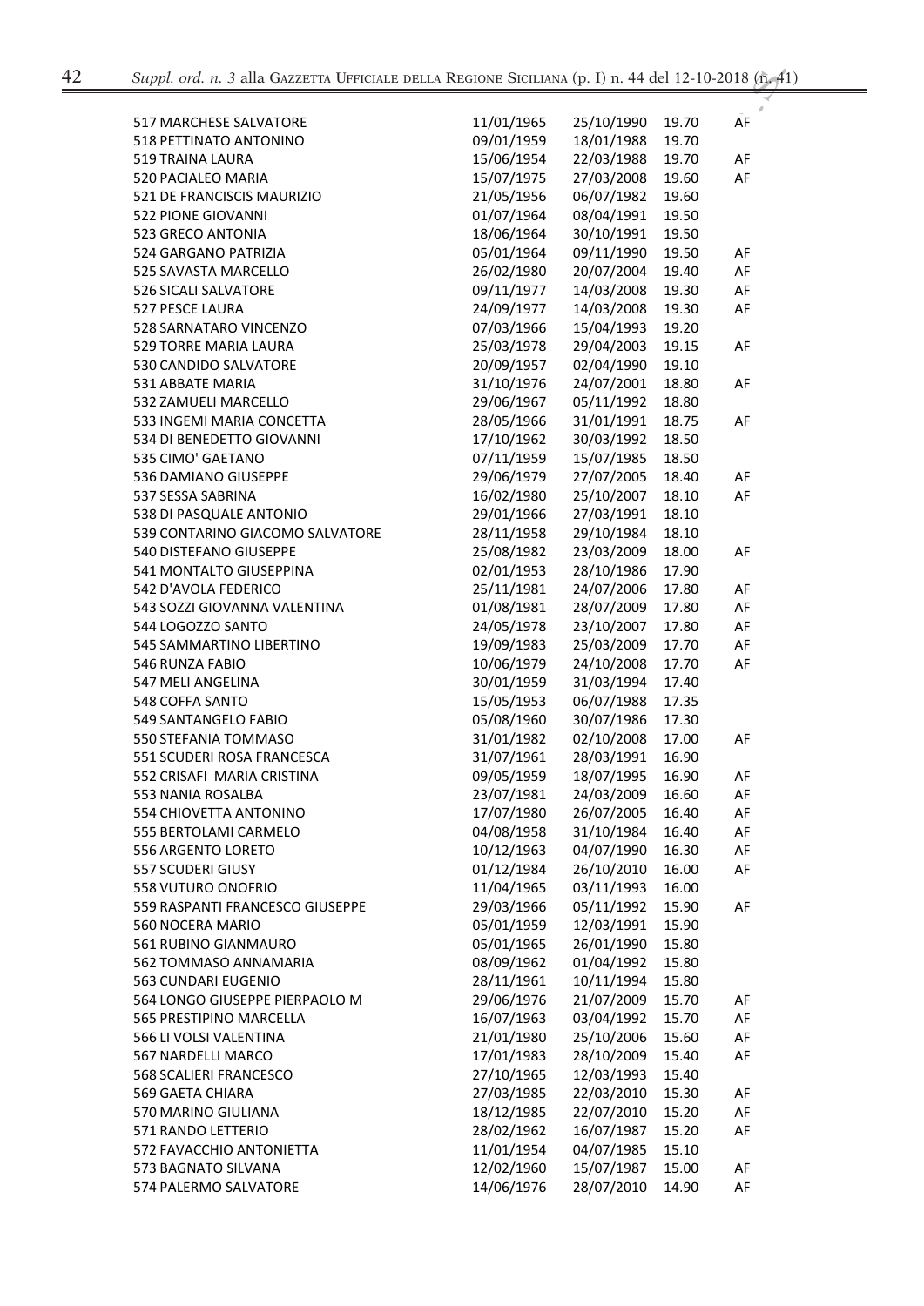| | | | | |
|---|---|---|---|---|
| 517 MARCHESE SALVATORE | 11/01/1965 | 25/10/1990 | 19.70 | AF |
| 518 PETTINATO ANTONINO | 09/01/1959 | 18/01/1988 | 19.70 | |
| 519 TRAINA LAURA | 15/06/1954 | 22/03/1988 | 19.70 | AF |
| 520 PACIALEO MARIA | 15/07/1975 | 27/03/2008 | 19.60 | AF |
| 521 DE FRANCISCIS MAURIZIO | 21/05/1956 | 06/07/1982 | 19.60 | |
| 522 PIONE GIOVANNI | 01/07/1964 | 08/04/1991 | 19.50 | |
| 523 GRECO ANTONIA | 18/06/1964 | 30/10/1991 | 19.50 | |
| 524 GARGANO PATRIZIA | 05/01/1964 | 09/11/1990 | 19.50 | AF |
| 525 SAVASTA MARCELLO | 26/02/1980 | 20/07/2004 | 19.40 | AF |
| 526 SICALI SALVATORE | 09/11/1977 | 14/03/2008 | 19.30 | AF |
| 527 PESCE LAURA | 24/09/1977 | 14/03/2008 | 19.30 | AF |
| 528 SARNATARO VINCENZO | 07/03/1966 | 15/04/1993 | 19.20 | |
| 529 TORRE MARIA LAURA | 25/03/1978 | 29/04/2003 | 19.15 | AF |
| 530 CANDIDO SALVATORE | 20/09/1957 | 02/04/1990 | 19.10 | |
| 531 ABBATE MARIA | 31/10/1976 | 24/07/2001 | 18.80 | AF |
| 532 ZAMUELI MARCELLO | 29/06/1967 | 05/11/1992 | 18.80 | |
| 533 INGEMI MARIA CONCETTA | 28/05/1966 | 31/01/1991 | 18.75 | AF |
| 534 DI BENEDETTO GIOVANNI | 17/10/1962 | 30/03/1992 | 18.50 | |
| 535 CIMO' GAETANO | 07/11/1959 | 15/07/1985 | 18.50 | |
| 536 DAMIANO GIUSEPPE | 29/06/1979 | 27/07/2005 | 18.40 | AF |
| 537 SESSA SABRINA | 16/02/1980 | 25/10/2007 | 18.10 | AF |
| 538 DI PASQUALE ANTONIO | 29/01/1966 | 27/03/1991 | 18.10 | |
| 539 CONTARINO GIACOMO SALVATORE | 28/11/1958 | 29/10/1984 | 18.10 | |
| 540 DISTEFANO GIUSEPPE | 25/08/1982 | 23/03/2009 | 18.00 | AF |
| 541 MONTALTO GIUSEPPINA | 02/01/1953 | 28/10/1986 | 17.90 | |
| 542 D'AVOLA FEDERICO | 25/11/1981 | 24/07/2006 | 17.80 | AF |
| 543 SOZZI GIOVANNA VALENTINA | 01/08/1981 | 28/07/2009 | 17.80 | AF |
| 544 LOGOZZO SANTO | 24/05/1978 | 23/10/2007 | 17.80 | AF |
| 545 SAMMARTINO LIBERTINO | 19/09/1983 | 25/03/2009 | 17.70 | AF |
| 546 RUNZA FABIO | 10/06/1979 | 24/10/2008 | 17.70 | AF |
| 547 MELI ANGELINA | 30/01/1959 | 31/03/1994 | 17.40 | |
| 548 COFFA SANTO | 15/05/1953 | 06/07/1988 | 17.35 | |
| 549 SANTANGELO FABIO | 05/08/1960 | 30/07/1986 | 17.30 | |
| 550 STEFANIA TOMMASO | 31/01/1982 | 02/10/2008 | 17.00 | AF |
| 551 SCUDERI ROSA FRANCESCA | 31/07/1961 | 28/03/1991 | 16.90 | |
| 552 CRISAFI MARIA CRISTINA | 09/05/1959 | 18/07/1995 | 16.90 | AF |
| 553 NANIA ROSALBA | 23/07/1981 | 24/03/2009 | 16.60 | AF |
| 554 CHIOVETTA ANTONINO | 17/07/1980 | 26/07/2005 | 16.40 | AF |
| 555 BERTOLAMI CARMELO | 04/08/1958 | 31/10/1984 | 16.40 | AF |
| 556 ARGENTO LORETO | 10/12/1963 | 04/07/1990 | 16.30 | AF |
| 557 SCUDERI GIUSY | 01/12/1984 | 26/10/2010 | 16.00 | AF |
| 558 VUTURO ONOFRIO | 11/04/1965 | 03/11/1993 | 16.00 | |
| 559 RASPANTI FRANCESCO GIUSEPPE | 29/03/1966 | 05/11/1992 | 15.90 | AF |
| 560 NOCERA MARIO | 05/01/1959 | 12/03/1991 | 15.90 | |
| 561 RUBINO GIANMAURO | 05/01/1965 | 26/01/1990 | 15.80 | |
| 562 TOMMASO ANNAMARIA | 08/09/1962 | 01/04/1992 | 15.80 | |
| 563 CUNDARI EUGENIO | 28/11/1961 | 10/11/1994 | 15.80 | |
| 564 LONGO GIUSEPPE PIERPAOLO M | 29/06/1976 | 21/07/2009 | 15.70 | AF |
| 565 PRESTIPINO MARCELLA | 16/07/1963 | 03/04/1992 | 15.70 | AF |
| 566 LI VOLSI VALENTINA | 21/01/1980 | 25/10/2006 | 15.60 | AF |
| 567 NARDELLI MARCO | 17/01/1983 | 28/10/2009 | 15.40 | AF |
| 568 SCALIERI FRANCESCO | 27/10/1965 | 12/03/1993 | 15.40 | |
| 569 GAETA CHIARA | 27/03/1985 | 22/03/2010 | 15.30 | AF |
| 570 MARINO GIULIANA | 18/12/1985 | 22/07/2010 | 15.20 | AF |
| 571 RANDO LETTERIO | 28/02/1962 | 16/07/1987 | 15.20 | AF |
| 572 FAVACCHIO ANTONIETTA | 11/01/1954 | 04/07/1985 | 15.10 | |
| 573 BAGNATO SILVANA | 12/02/1960 | 15/07/1987 | 15.00 | AF |
| 574 PALERMO SALVATORE | 14/06/1976 | 28/07/2010 | 14.90 | AF |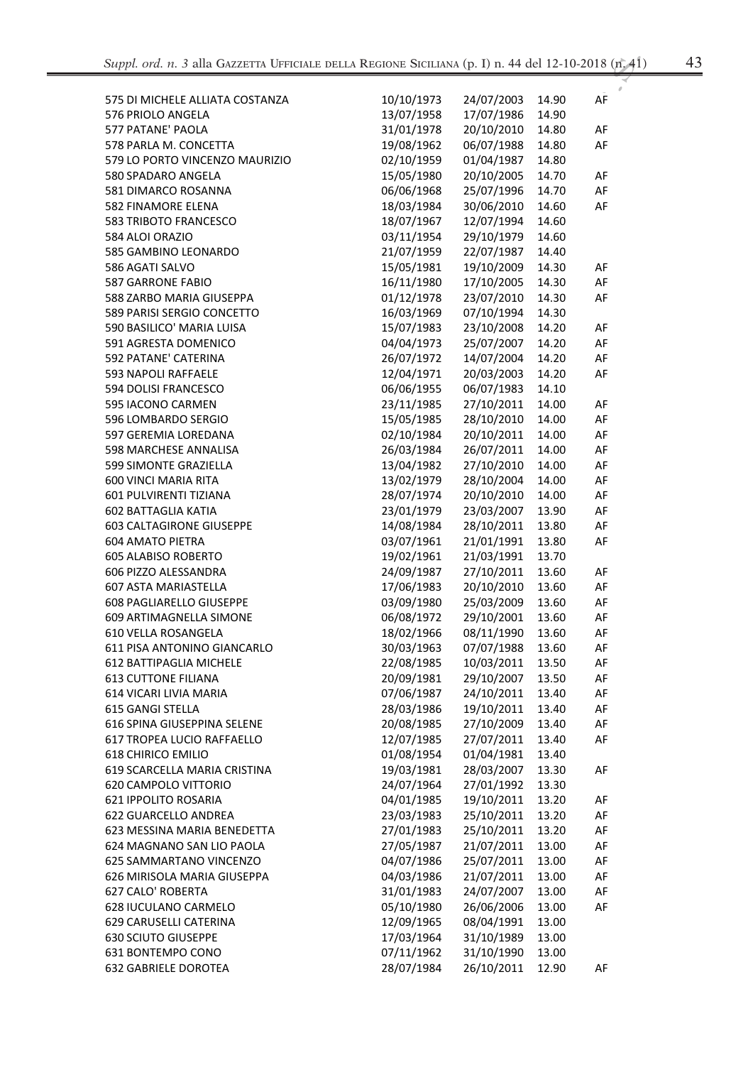| | | | | |
|---|---|---|---|---|
| 575 DI MICHELE ALLIATA COSTANZA | 10/10/1973 | 24/07/2003 | 14.90 | AF |
| 576 PRIOLO ANGELA | 13/07/1958 | 17/07/1986 | 14.90 | |
| 577 PATANE' PAOLA | 31/01/1978 | 20/10/2010 | 14.80 | AF |
| 578 PARLA M. CONCETTA | 19/08/1962 | 06/07/1988 | 14.80 | AF |
| 579 LO PORTO VINCENZO MAURIZIO | 02/10/1959 | 01/04/1987 | 14.80 | |
| 580 SPADARO ANGELA | 15/05/1980 | 20/10/2005 | 14.70 | AF |
| 581 DIMARCO ROSANNA | 06/06/1968 | 25/07/1996 | 14.70 | AF |
| 582 FINAMORE ELENA | 18/03/1984 | 30/06/2010 | 14.60 | AF |
| 583 TRIBOTO FRANCESCO | 18/07/1967 | 12/07/1994 | 14.60 | |
| 584 ALOI ORAZIO | 03/11/1954 | 29/10/1979 | 14.60 | |
| 585 GAMBINO LEONARDO | 21/07/1959 | 22/07/1987 | 14.40 | |
| 586 AGATI SALVO | 15/05/1981 | 19/10/2009 | 14.30 | AF |
| 587 GARRONE FABIO | 16/11/1980 | 17/10/2005 | 14.30 | AF |
| 588 ZARBO MARIA GIUSEPPA | 01/12/1978 | 23/07/2010 | 14.30 | AF |
| 589 PARISI SERGIO CONCETTO | 16/03/1969 | 07/10/1994 | 14.30 | |
| 590 BASILICO' MARIA LUISA | 15/07/1983 | 23/10/2008 | 14.20 | AF |
| 591 AGRESTA DOMENICO | 04/04/1973 | 25/07/2007 | 14.20 | AF |
| 592 PATANE' CATERINA | 26/07/1972 | 14/07/2004 | 14.20 | AF |
| 593 NAPOLI RAFFAELE | 12/04/1971 | 20/03/2003 | 14.20 | AF |
| 594 DOLISI FRANCESCO | 06/06/1955 | 06/07/1983 | 14.10 | |
| 595 IACONO CARMEN | 23/11/1985 | 27/10/2011 | 14.00 | AF |
| 596 LOMBARDO SERGIO | 15/05/1985 | 28/10/2010 | 14.00 | AF |
| 597 GEREMIA LOREDANA | 02/10/1984 | 20/10/2011 | 14.00 | AF |
| 598 MARCHESE ANNALISA | 26/03/1984 | 26/07/2011 | 14.00 | AF |
| 599 SIMONTE GRAZIELLA | 13/04/1982 | 27/10/2010 | 14.00 | AF |
| 600 VINCI MARIA RITA | 13/02/1979 | 28/10/2004 | 14.00 | AF |
| 601 PULVIRENTI TIZIANA | 28/07/1974 | 20/10/2010 | 14.00 | AF |
| 602 BATTAGLIA KATIA | 23/01/1979 | 23/03/2007 | 13.90 | AF |
| 603 CALTAGIRONE GIUSEPPE | 14/08/1984 | 28/10/2011 | 13.80 | AF |
| 604 AMATO PIETRA | 03/07/1961 | 21/01/1991 | 13.80 | AF |
| 605 ALABISO ROBERTO | 19/02/1961 | 21/03/1991 | 13.70 | |
| 606 PIZZO ALESSANDRA | 24/09/1987 | 27/10/2011 | 13.60 | AF |
| 607 ASTA MARIASTELLA | 17/06/1983 | 20/10/2010 | 13.60 | AF |
| 608 PAGLIARELLO GIUSEPPE | 03/09/1980 | 25/03/2009 | 13.60 | AF |
| 609 ARTIMAGNELLA SIMONE | 06/08/1972 | 29/10/2001 | 13.60 | AF |
| 610 VELLA ROSANGELA | 18/02/1966 | 08/11/1990 | 13.60 | AF |
| 611 PISA ANTONINO GIANCARLO | 30/03/1963 | 07/07/1988 | 13.60 | AF |
| 612 BATTIPAGLIA MICHELE | 22/08/1985 | 10/03/2011 | 13.50 | AF |
| 613 CUTTONE FILIANA | 20/09/1981 | 29/10/2007 | 13.50 | AF |
| 614 VICARI LIVIA MARIA | 07/06/1987 | 24/10/2011 | 13.40 | AF |
| 615 GANGI STELLA | 28/03/1986 | 19/10/2011 | 13.40 | AF |
| 616 SPINA GIUSEPPINA SELENE | 20/08/1985 | 27/10/2009 | 13.40 | AF |
| 617 TROPEA LUCIO RAFFAELLO | 12/07/1985 | 27/07/2011 | 13.40 | AF |
| 618 CHIRICO EMILIO | 01/08/1954 | 01/04/1981 | 13.40 | |
| 619 SCARCELLA MARIA CRISTINA | 19/03/1981 | 28/03/2007 | 13.30 | AF |
| 620 CAMPOLO VITTORIO | 24/07/1964 | 27/01/1992 | 13.30 | |
| 621 IPPOLITO ROSARIA | 04/01/1985 | 19/10/2011 | 13.20 | AF |
| 622 GUARCELLO ANDREA | 23/03/1983 | 25/10/2011 | 13.20 | AF |
| 623 MESSINA MARIA BENEDETTA | 27/01/1983 | 25/10/2011 | 13.20 | AF |
| 624 MAGNANO SAN LIO PAOLA | 27/05/1987 | 21/07/2011 | 13.00 | AF |
| 625 SAMMARTANO VINCENZO | 04/07/1986 | 25/07/2011 | 13.00 | AF |
| 626 MIRISOLA MARIA GIUSEPPA | 04/03/1986 | 21/07/2011 | 13.00 | AF |
| 627 CALO' ROBERTA | 31/01/1983 | 24/07/2007 | 13.00 | AF |
| 628 IUCULANO CARMELO | 05/10/1980 | 26/06/2006 | 13.00 | AF |
| 629 CARUSELLI CATERINA | 12/09/1965 | 08/04/1991 | 13.00 | |
| 630 SCIUTO GIUSEPPE | 17/03/1964 | 31/10/1989 | 13.00 | |
| 631 BONTEMPO CONO | 07/11/1962 | 31/10/1990 | 13.00 | |
| 632 GABRIELE DOROTEA | 28/07/1984 | 26/10/2011 | 12.90 | AF |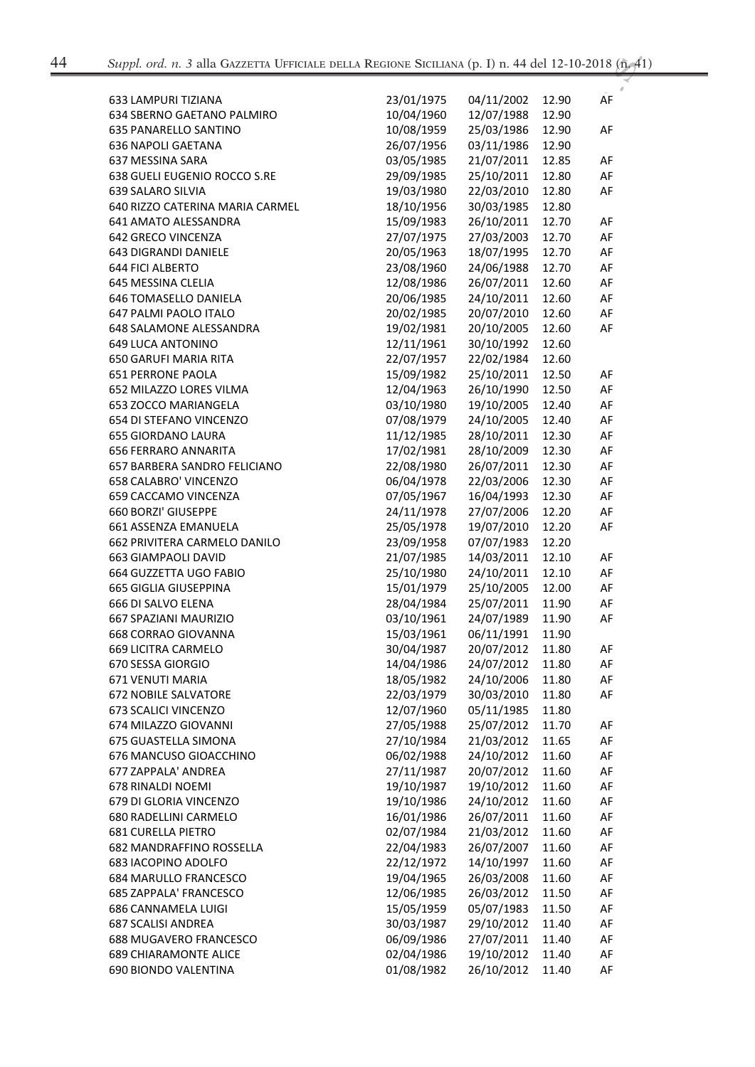| | | | | |
|---|---|---|---|---|
| 633 LAMPURI TIZIANA | 23/01/1975 | 04/11/2002 | 12.90 | AF |
| 634 SBERNO GAETANO PALMIRO | 10/04/1960 | 12/07/1988 | 12.90 | |
| 635 PANARELLO SANTINO | 10/08/1959 | 25/03/1986 | 12.90 | AF |
| 636 NAPOLI GAETANA | 26/07/1956 | 03/11/1986 | 12.90 | |
| 637 MESSINA SARA | 03/05/1985 | 21/07/2011 | 12.85 | AF |
| 638 GUELI EUGENIO ROCCO S.RE | 29/09/1985 | 25/10/2011 | 12.80 | AF |
| 639 SALARO SILVIA | 19/03/1980 | 22/03/2010 | 12.80 | AF |
| 640 RIZZO CATERINA MARIA CARMEL | 18/10/1956 | 30/03/1985 | 12.80 | |
| 641 AMATO ALESSANDRA | 15/09/1983 | 26/10/2011 | 12.70 | AF |
| 642 GRECO VINCENZA | 27/07/1975 | 27/03/2003 | 12.70 | AF |
| 643 DIGRANDI DANIELE | 20/05/1963 | 18/07/1995 | 12.70 | AF |
| 644 FICI ALBERTO | 23/08/1960 | 24/06/1988 | 12.70 | AF |
| 645 MESSINA CLELIA | 12/08/1986 | 26/07/2011 | 12.60 | AF |
| 646 TOMASELLO DANIELA | 20/06/1985 | 24/10/2011 | 12.60 | AF |
| 647 PALMI PAOLO ITALO | 20/02/1985 | 20/07/2010 | 12.60 | AF |
| 648 SALAMONE ALESSANDRA | 19/02/1981 | 20/10/2005 | 12.60 | AF |
| 649 LUCA ANTONINO | 12/11/1961 | 30/10/1992 | 12.60 | |
| 650 GARUFI MARIA RITA | 22/07/1957 | 22/02/1984 | 12.60 | |
| 651 PERRONE PAOLA | 15/09/1982 | 25/10/2011 | 12.50 | AF |
| 652 MILAZZO LORES VILMA | 12/04/1963 | 26/10/1990 | 12.50 | AF |
| 653 ZOCCO MARIANGELA | 03/10/1980 | 19/10/2005 | 12.40 | AF |
| 654 DI STEFANO VINCENZO | 07/08/1979 | 24/10/2005 | 12.40 | AF |
| 655 GIORDANO LAURA | 11/12/1985 | 28/10/2011 | 12.30 | AF |
| 656 FERRARO ANNARITA | 17/02/1981 | 28/10/2009 | 12.30 | AF |
| 657 BARBERA SANDRO FELICIANO | 22/08/1980 | 26/07/2011 | 12.30 | AF |
| 658 CALABRO' VINCENZO | 06/04/1978 | 22/03/2006 | 12.30 | AF |
| 659 CACCAMO VINCENZA | 07/05/1967 | 16/04/1993 | 12.30 | AF |
| 660 BORZI' GIUSEPPE | 24/11/1978 | 27/07/2006 | 12.20 | AF |
| 661 ASSENZA EMANUELA | 25/05/1978 | 19/07/2010 | 12.20 | AF |
| 662 PRIVITERA CARMELO DANILO | 23/09/1958 | 07/07/1983 | 12.20 | |
| 663 GIAMPAOLI DAVID | 21/07/1985 | 14/03/2011 | 12.10 | AF |
| 664 GUZZETTA UGO FABIO | 25/10/1980 | 24/10/2011 | 12.10 | AF |
| 665 GIGLIA GIUSEPPINA | 15/01/1979 | 25/10/2005 | 12.00 | AF |
| 666 DI SALVO ELENA | 28/04/1984 | 25/07/2011 | 11.90 | AF |
| 667 SPAZIANI MAURIZIO | 03/10/1961 | 24/07/1989 | 11.90 | AF |
| 668 CORRAO GIOVANNA | 15/03/1961 | 06/11/1991 | 11.90 | |
| 669 LICITRA CARMELO | 30/04/1987 | 20/07/2012 | 11.80 | AF |
| 670 SESSA GIORGIO | 14/04/1986 | 24/07/2012 | 11.80 | AF |
| 671 VENUTI MARIA | 18/05/1982 | 24/10/2006 | 11.80 | AF |
| 672 NOBILE SALVATORE | 22/03/1979 | 30/03/2010 | 11.80 | AF |
| 673 SCALICI VINCENZO | 12/07/1960 | 05/11/1985 | 11.80 | |
| 674 MILAZZO GIOVANNI | 27/05/1988 | 25/07/2012 | 11.70 | AF |
| 675 GUASTELLA SIMONA | 27/10/1984 | 21/03/2012 | 11.65 | AF |
| 676 MANCUSO GIOACCHINO | 06/02/1988 | 24/10/2012 | 11.60 | AF |
| 677 ZAPPALA' ANDREA | 27/11/1987 | 20/07/2012 | 11.60 | AF |
| 678 RINALDI NOEMI | 19/10/1987 | 19/10/2012 | 11.60 | AF |
| 679 DI GLORIA VINCENZO | 19/10/1986 | 24/10/2012 | 11.60 | AF |
| 680 RADELLINI CARMELO | 16/01/1986 | 26/07/2011 | 11.60 | AF |
| 681 CURELLA PIETRO | 02/07/1984 | 21/03/2012 | 11.60 | AF |
| 682 MANDRAFFINO ROSSELLA | 22/04/1983 | 26/07/2007 | 11.60 | AF |
| 683 IACOPINO ADOLFO | 22/12/1972 | 14/10/1997 | 11.60 | AF |
| 684 MARULLO FRANCESCO | 19/04/1965 | 26/03/2008 | 11.60 | AF |
| 685 ZAPPALA' FRANCESCO | 12/06/1985 | 26/03/2012 | 11.50 | AF |
| 686 CANNAMELA LUIGI | 15/05/1959 | 05/07/1983 | 11.50 | AF |
| 687 SCALISI ANDREA | 30/03/1987 | 29/10/2012 | 11.40 | AF |
| 688 MUGAVERO FRANCESCO | 06/09/1986 | 27/07/2011 | 11.40 | AF |
| 689 CHIARAMONTE ALICE | 02/04/1986 | 19/10/2012 | 11.40 | AF |
| 690 BIONDO VALENTINA | 01/08/1982 | 26/10/2012 | 11.40 | AF |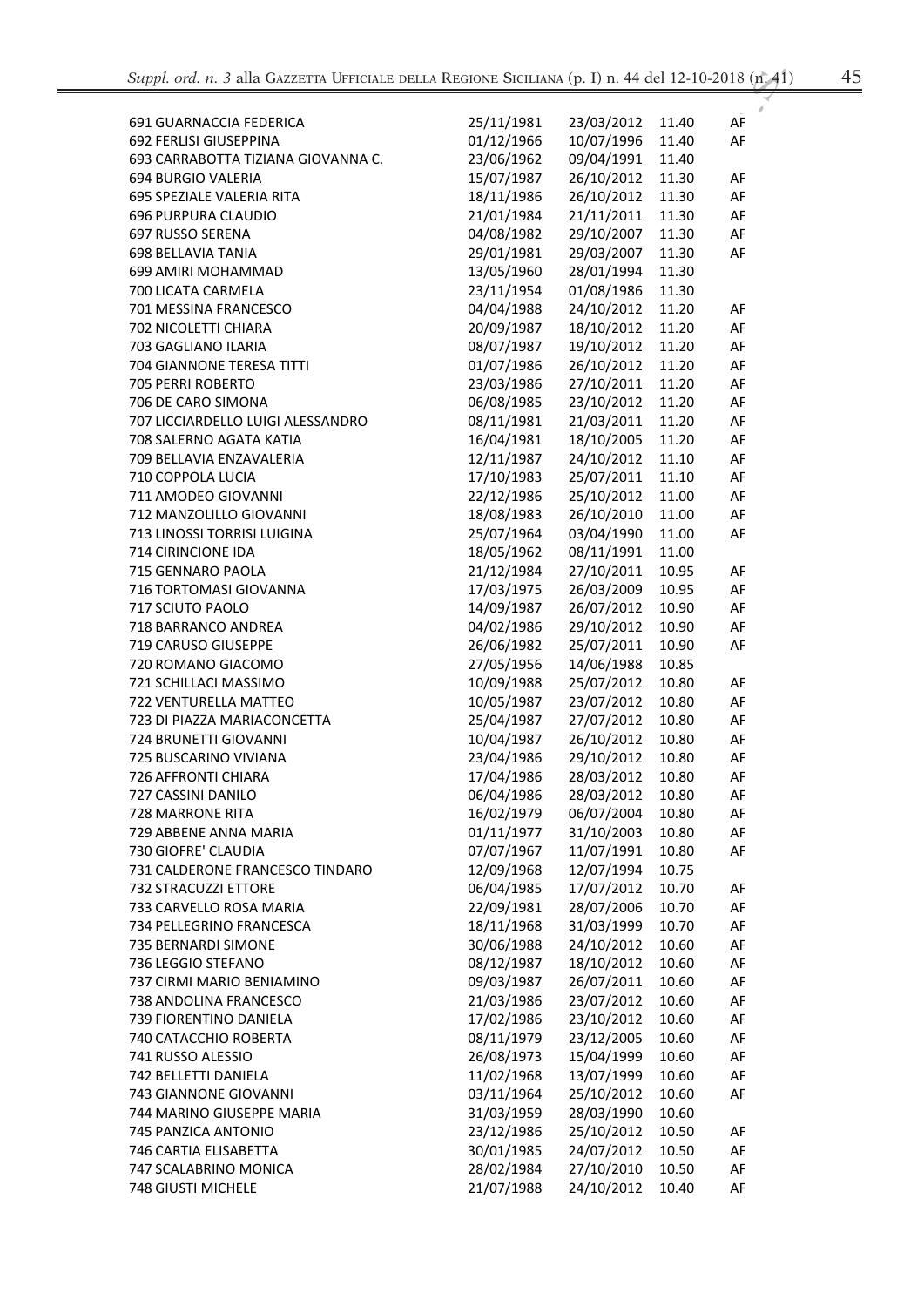| | | | | |
|---|---|---|---|---|
| 691 GUARNACCIA FEDERICA | 25/11/1981 | 23/03/2012 | 11.40 | AF |
| 692 FERLISI GIUSEPPINA | 01/12/1966 | 10/07/1996 | 11.40 | AF |
| 693 CARRABOTTA TIZIANA GIOVANNA C. | 23/06/1962 | 09/04/1991 | 11.40 | |
| 694 BURGIO VALERIA | 15/07/1987 | 26/10/2012 | 11.30 | AF |
| 695 SPEZIALE VALERIA RITA | 18/11/1986 | 26/10/2012 | 11.30 | AF |
| 696 PURPURA CLAUDIO | 21/01/1984 | 21/11/2011 | 11.30 | AF |
| 697 RUSSO SERENA | 04/08/1982 | 29/10/2007 | 11.30 | AF |
| 698 BELLAVIA TANIA | 29/01/1981 | 29/03/2007 | 11.30 | AF |
| 699 AMIRI MOHAMMAD | 13/05/1960 | 28/01/1994 | 11.30 | |
| 700 LICATA CARMELA | 23/11/1954 | 01/08/1986 | 11.30 | |
| 701 MESSINA FRANCESCO | 04/04/1988 | 24/10/2012 | 11.20 | AF |
| 702 NICOLETTI CHIARA | 20/09/1987 | 18/10/2012 | 11.20 | AF |
| 703 GAGLIANO ILARIA | 08/07/1987 | 19/10/2012 | 11.20 | AF |
| 704 GIANNONE TERESA TITTI | 01/07/1986 | 26/10/2012 | 11.20 | AF |
| 705 PERRI ROBERTO | 23/03/1986 | 27/10/2011 | 11.20 | AF |
| 706 DE CARO SIMONA | 06/08/1985 | 23/10/2012 | 11.20 | AF |
| 707 LICCIARDELLO LUIGI ALESSANDRO | 08/11/1981 | 21/03/2011 | 11.20 | AF |
| 708 SALERNO AGATA KATIA | 16/04/1981 | 18/10/2005 | 11.20 | AF |
| 709 BELLAVIA ENZAVALERIA | 12/11/1987 | 24/10/2012 | 11.10 | AF |
| 710 COPPOLA LUCIA | 17/10/1983 | 25/07/2011 | 11.10 | AF |
| 711 AMODEO GIOVANNI | 22/12/1986 | 25/10/2012 | 11.00 | AF |
| 712 MANZOLILLO GIOVANNI | 18/08/1983 | 26/10/2010 | 11.00 | AF |
| 713 LINOSSI TORRISI LUIGINA | 25/07/1964 | 03/04/1990 | 11.00 | AF |
| 714 CIRINCIONE IDA | 18/05/1962 | 08/11/1991 | 11.00 | |
| 715 GENNARO PAOLA | 21/12/1984 | 27/10/2011 | 10.95 | AF |
| 716 TORTOMASI GIOVANNA | 17/03/1975 | 26/03/2009 | 10.95 | AF |
| 717 SCIUTO PAOLO | 14/09/1987 | 26/07/2012 | 10.90 | AF |
| 718 BARRANCO ANDREA | 04/02/1986 | 29/10/2012 | 10.90 | AF |
| 719 CARUSO GIUSEPPE | 26/06/1982 | 25/07/2011 | 10.90 | AF |
| 720 ROMANO GIACOMO | 27/05/1956 | 14/06/1988 | 10.85 | |
| 721 SCHILLACI MASSIMO | 10/09/1988 | 25/07/2012 | 10.80 | AF |
| 722 VENTURELLA MATTEO | 10/05/1987 | 23/07/2012 | 10.80 | AF |
| 723 DI PIAZZA MARIACONCETTA | 25/04/1987 | 27/07/2012 | 10.80 | AF |
| 724 BRUNETTI GIOVANNI | 10/04/1987 | 26/10/2012 | 10.80 | AF |
| 725 BUSCARINO VIVIANA | 23/04/1986 | 29/10/2012 | 10.80 | AF |
| 726 AFFRONTI CHIARA | 17/04/1986 | 28/03/2012 | 10.80 | AF |
| 727 CASSINI DANILO | 06/04/1986 | 28/03/2012 | 10.80 | AF |
| 728 MARRONE RITA | 16/02/1979 | 06/07/2004 | 10.80 | AF |
| 729 ABBENE ANNA MARIA | 01/11/1977 | 31/10/2003 | 10.80 | AF |
| 730 GIOFRE' CLAUDIA | 07/07/1967 | 11/07/1991 | 10.80 | AF |
| 731 CALDERONE FRANCESCO TINDARO | 12/09/1968 | 12/07/1994 | 10.75 | |
| 732 STRACUZZI ETTORE | 06/04/1985 | 17/07/2012 | 10.70 | AF |
| 733 CARVELLO ROSA MARIA | 22/09/1981 | 28/07/2006 | 10.70 | AF |
| 734 PELLEGRINO FRANCESCA | 18/11/1968 | 31/03/1999 | 10.70 | AF |
| 735 BERNARDI SIMONE | 30/06/1988 | 24/10/2012 | 10.60 | AF |
| 736 LEGGIO STEFANO | 08/12/1987 | 18/10/2012 | 10.60 | AF |
| 737 CIRMI MARIO BENIAMINO | 09/03/1987 | 26/07/2011 | 10.60 | AF |
| 738 ANDOLINA FRANCESCO | 21/03/1986 | 23/07/2012 | 10.60 | AF |
| 739 FIORENTINO DANIELA | 17/02/1986 | 23/10/2012 | 10.60 | AF |
| 740 CATACCHIO ROBERTA | 08/11/1979 | 23/12/2005 | 10.60 | AF |
| 741 RUSSO ALESSIO | 26/08/1973 | 15/04/1999 | 10.60 | AF |
| 742 BELLETTI DANIELA | 11/02/1968 | 13/07/1999 | 10.60 | AF |
| 743 GIANNONE GIOVANNI | 03/11/1964 | 25/10/2012 | 10.60 | AF |
| 744 MARINO GIUSEPPE MARIA | 31/03/1959 | 28/03/1990 | 10.60 | |
| 745 PANZICA ANTONIO | 23/12/1986 | 25/10/2012 | 10.50 | AF |
| 746 CARTIA ELISABETTA | 30/01/1985 | 24/07/2012 | 10.50 | AF |
| 747 SCALABRINO MONICA | 28/02/1984 | 27/10/2010 | 10.50 | AF |
| 748 GIUSTI MICHELE | 21/07/1988 | 24/10/2012 | 10.40 | AF |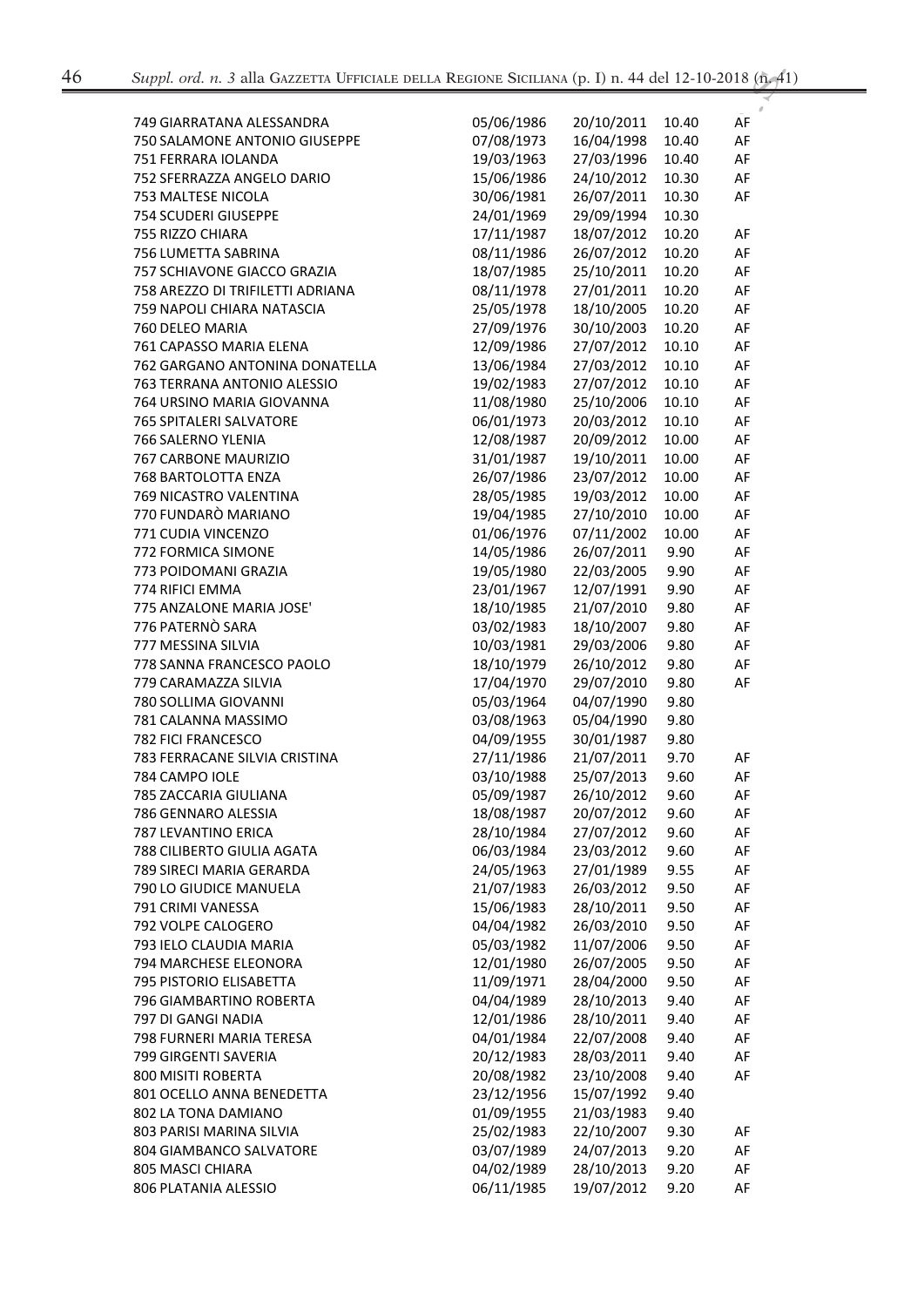| | | | | |
|---|---|---|---|---|
| 749 GIARRATANA ALESSANDRA | 05/06/1986 | 20/10/2011 | 10.40 | AF |
| 750 SALAMONE ANTONIO GIUSEPPE | 07/08/1973 | 16/04/1998 | 10.40 | AF |
| 751 FERRARA IOLANDA | 19/03/1963 | 27/03/1996 | 10.40 | AF |
| 752 SFERRAZZA ANGELO DARIO | 15/06/1986 | 24/10/2012 | 10.30 | AF |
| 753 MALTESE NICOLA | 30/06/1981 | 26/07/2011 | 10.30 | AF |
| 754 SCUDERI GIUSEPPE | 24/01/1969 | 29/09/1994 | 10.30 | |
| 755 RIZZO CHIARA | 17/11/1987 | 18/07/2012 | 10.20 | AF |
| 756 LUMETTA SABRINA | 08/11/1986 | 26/07/2012 | 10.20 | AF |
| 757 SCHIAVONE GIACCO GRAZIA | 18/07/1985 | 25/10/2011 | 10.20 | AF |
| 758 AREZZO DI TRIFILETTI ADRIANA | 08/11/1978 | 27/01/2011 | 10.20 | AF |
| 759 NAPOLI CHIARA NATASCIA | 25/05/1978 | 18/10/2005 | 10.20 | AF |
| 760 DELEO MARIA | 27/09/1976 | 30/10/2003 | 10.20 | AF |
| 761 CAPASSO MARIA ELENA | 12/09/1986 | 27/07/2012 | 10.10 | AF |
| 762 GARGANO ANTONINA DONATELLA | 13/06/1984 | 27/03/2012 | 10.10 | AF |
| 763 TERRANA ANTONIO ALESSIO | 19/02/1983 | 27/07/2012 | 10.10 | AF |
| 764 URSINO MARIA GIOVANNA | 11/08/1980 | 25/10/2006 | 10.10 | AF |
| 765 SPITALERI SALVATORE | 06/01/1973 | 20/03/2012 | 10.10 | AF |
| 766 SALERNO YLENIA | 12/08/1987 | 20/09/2012 | 10.00 | AF |
| 767 CARBONE MAURIZIO | 31/01/1987 | 19/10/2011 | 10.00 | AF |
| 768 BARTOLOTTA ENZA | 26/07/1986 | 23/07/2012 | 10.00 | AF |
| 769 NICASTRO VALENTINA | 28/05/1985 | 19/03/2012 | 10.00 | AF |
| 770 FUNDARÒ MARIANO | 19/04/1985 | 27/10/2010 | 10.00 | AF |
| 771 CUDIA VINCENZO | 01/06/1976 | 07/11/2002 | 10.00 | AF |
| 772 FORMICA SIMONE | 14/05/1986 | 26/07/2011 | 9.90 | AF |
| 773 POIDOMANI GRAZIA | 19/05/1980 | 22/03/2005 | 9.90 | AF |
| 774 RIFICI EMMA | 23/01/1967 | 12/07/1991 | 9.90 | AF |
| 775 ANZALONE MARIA JOSE' | 18/10/1985 | 21/07/2010 | 9.80 | AF |
| 776 PATERNÒ SARA | 03/02/1983 | 18/10/2007 | 9.80 | AF |
| 777 MESSINA SILVIA | 10/03/1981 | 29/03/2006 | 9.80 | AF |
| 778 SANNA FRANCESCO PAOLO | 18/10/1979 | 26/10/2012 | 9.80 | AF |
| 779 CARAMAZZA SILVIA | 17/04/1970 | 29/07/2010 | 9.80 | AF |
| 780 SOLLIMA GIOVANNI | 05/03/1964 | 04/07/1990 | 9.80 | |
| 781 CALANNA MASSIMO | 03/08/1963 | 05/04/1990 | 9.80 | |
| 782 FICI FRANCESCO | 04/09/1955 | 30/01/1987 | 9.80 | |
| 783 FERRACANE SILVIA CRISTINA | 27/11/1986 | 21/07/2011 | 9.70 | AF |
| 784 CAMPO IOLE | 03/10/1988 | 25/07/2013 | 9.60 | AF |
| 785 ZACCARIA GIULIANA | 05/09/1987 | 26/10/2012 | 9.60 | AF |
| 786 GENNARO ALESSIA | 18/08/1987 | 20/07/2012 | 9.60 | AF |
| 787 LEVANTINO ERICA | 28/10/1984 | 27/07/2012 | 9.60 | AF |
| 788 CILIBERTO GIULIA AGATA | 06/03/1984 | 23/03/2012 | 9.60 | AF |
| 789 SIRECI MARIA GERARDA | 24/05/1963 | 27/01/1989 | 9.55 | AF |
| 790 LO GIUDICE MANUELA | 21/07/1983 | 26/03/2012 | 9.50 | AF |
| 791 CRIMI VANESSA | 15/06/1983 | 28/10/2011 | 9.50 | AF |
| 792 VOLPE CALOGERO | 04/04/1982 | 26/03/2010 | 9.50 | AF |
| 793 IELO CLAUDIA MARIA | 05/03/1982 | 11/07/2006 | 9.50 | AF |
| 794 MARCHESE ELEONORA | 12/01/1980 | 26/07/2005 | 9.50 | AF |
| 795 PISTORIO ELISABETTA | 11/09/1971 | 28/04/2000 | 9.50 | AF |
| 796 GIAMBARTINO ROBERTA | 04/04/1989 | 28/10/2013 | 9.40 | AF |
| 797 DI GANGI NADIA | 12/01/1986 | 28/10/2011 | 9.40 | AF |
| 798 FURNERI MARIA TERESA | 04/01/1984 | 22/07/2008 | 9.40 | AF |
| 799 GIRGENTI SAVERIA | 20/12/1983 | 28/03/2011 | 9.40 | AF |
| 800 MISITI ROBERTA | 20/08/1982 | 23/10/2008 | 9.40 | AF |
| 801 OCELLO ANNA BENEDETTA | 23/12/1956 | 15/07/1992 | 9.40 | |
| 802 LA TONA DAMIANO | 01/09/1955 | 21/03/1983 | 9.40 | |
| 803 PARISI MARINA SILVIA | 25/02/1983 | 22/10/2007 | 9.30 | AF |
| 804 GIAMBANCO SALVATORE | 03/07/1989 | 24/07/2013 | 9.20 | AF |
| 805 MASCI CHIARA | 04/02/1989 | 28/10/2013 | 9.20 | AF |
| 806 PLATANIA ALESSIO | 06/11/1985 | 19/07/2012 | 9.20 | AF |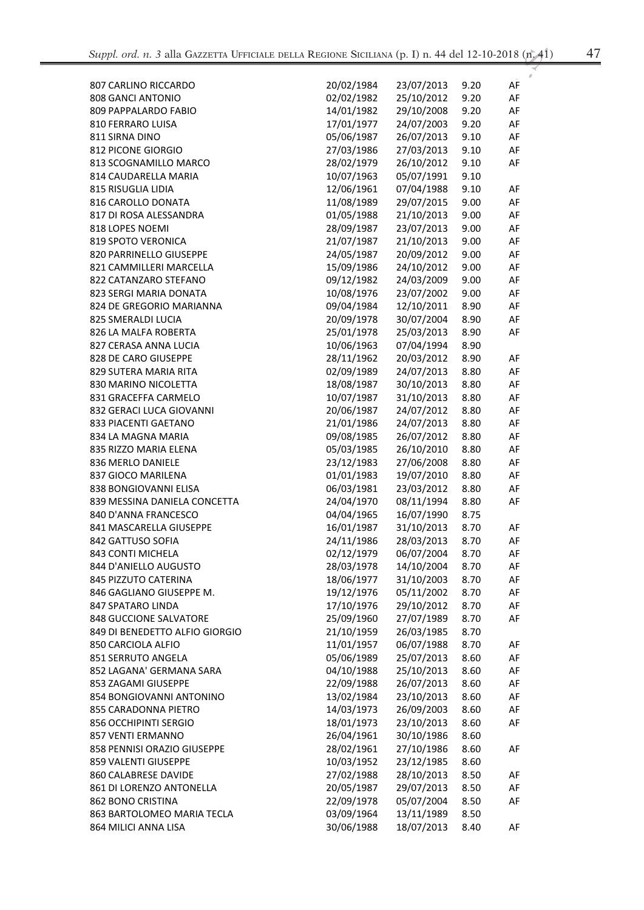| | | | | |
|---|---|---|---|---|
| 807 CARLINO RICCARDO | 20/02/1984 | 23/07/2013 | 9.20 | AF |
| 808 GANCI ANTONIO | 02/02/1982 | 25/10/2012 | 9.20 | AF |
| 809 PAPPALARDO FABIO | 14/01/1982 | 29/10/2008 | 9.20 | AF |
| 810 FERRARO LUISA | 17/01/1977 | 24/07/2003 | 9.20 | AF |
| 811 SIRNA DINO | 05/06/1987 | 26/07/2013 | 9.10 | AF |
| 812 PICONE GIORGIO | 27/03/1986 | 27/03/2013 | 9.10 | AF |
| 813 SCOGNAMILLO MARCO | 28/02/1979 | 26/10/2012 | 9.10 | AF |
| 814 CAUDARELLA MARIA | 10/07/1963 | 05/07/1991 | 9.10 | |
| 815 RISUGLIA LIDIA | 12/06/1961 | 07/04/1988 | 9.10 | AF |
| 816 CAROLLO DONATA | 11/08/1989 | 29/07/2015 | 9.00 | AF |
| 817 DI ROSA ALESSANDRA | 01/05/1988 | 21/10/2013 | 9.00 | AF |
| 818 LOPES NOEMI | 28/09/1987 | 23/07/2013 | 9.00 | AF |
| 819 SPOTO VERONICA | 21/07/1987 | 21/10/2013 | 9.00 | AF |
| 820 PARRINELLO GIUSEPPE | 24/05/1987 | 20/09/2012 | 9.00 | AF |
| 821 CAMMILLERI MARCELLA | 15/09/1986 | 24/10/2012 | 9.00 | AF |
| 822 CATANZARO STEFANO | 09/12/1982 | 24/03/2009 | 9.00 | AF |
| 823 SERGI MARIA DONATA | 10/08/1976 | 23/07/2002 | 9.00 | AF |
| 824 DE GREGORIO MARIANNA | 09/04/1984 | 12/10/2011 | 8.90 | AF |
| 825 SMERALDI LUCIA | 20/09/1978 | 30/07/2004 | 8.90 | AF |
| 826 LA MALFA ROBERTA | 25/01/1978 | 25/03/2013 | 8.90 | AF |
| 827 CERASA ANNA LUCIA | 10/06/1963 | 07/04/1994 | 8.90 | |
| 828 DE CARO GIUSEPPE | 28/11/1962 | 20/03/2012 | 8.90 | AF |
| 829 SUTERA MARIA RITA | 02/09/1989 | 24/07/2013 | 8.80 | AF |
| 830 MARINO NICOLETTA | 18/08/1987 | 30/10/2013 | 8.80 | AF |
| 831 GRACEFFA CARMELO | 10/07/1987 | 31/10/2013 | 8.80 | AF |
| 832 GERACI LUCA GIOVANNI | 20/06/1987 | 24/07/2012 | 8.80 | AF |
| 833 PIACENTI GAETANO | 21/01/1986 | 24/07/2013 | 8.80 | AF |
| 834 LA MAGNA MARIA | 09/08/1985 | 26/07/2012 | 8.80 | AF |
| 835 RIZZO MARIA ELENA | 05/03/1985 | 26/10/2010 | 8.80 | AF |
| 836 MERLO DANIELE | 23/12/1983 | 27/06/2008 | 8.80 | AF |
| 837 GIOCO MARILENA | 01/01/1983 | 19/07/2010 | 8.80 | AF |
| 838 BONGIOVANNI ELISA | 06/03/1981 | 23/03/2012 | 8.80 | AF |
| 839 MESSINA DANIELA CONCETTA | 24/04/1970 | 08/11/1994 | 8.80 | AF |
| 840 D'ANNA FRANCESCO | 04/04/1965 | 16/07/1990 | 8.75 | |
| 841 MASCARELLA GIUSEPPE | 16/01/1987 | 31/10/2013 | 8.70 | AF |
| 842 GATTUSO SOFIA | 24/11/1986 | 28/03/2013 | 8.70 | AF |
| 843 CONTI MICHELA | 02/12/1979 | 06/07/2004 | 8.70 | AF |
| 844 D'ANIELLO AUGUSTO | 28/03/1978 | 14/10/2004 | 8.70 | AF |
| 845 PIZZUTO CATERINA | 18/06/1977 | 31/10/2003 | 8.70 | AF |
| 846 GAGLIANO GIUSEPPE M. | 19/12/1976 | 05/11/2002 | 8.70 | AF |
| 847 SPATARO LINDA | 17/10/1976 | 29/10/2012 | 8.70 | AF |
| 848 GUCCIONE SALVATORE | 25/09/1960 | 27/07/1989 | 8.70 | AF |
| 849 DI BENEDETTO ALFIO GIORGIO | 21/10/1959 | 26/03/1985 | 8.70 | |
| 850 CARCIOLA ALFIO | 11/01/1957 | 06/07/1988 | 8.70 | AF |
| 851 SERRUTO ANGELA | 05/06/1989 | 25/07/2013 | 8.60 | AF |
| 852 LAGANA' GERMANA SARA | 04/10/1988 | 25/10/2013 | 8.60 | AF |
| 853 ZAGAMI GIUSEPPE | 22/09/1988 | 26/07/2013 | 8.60 | AF |
| 854 BONGIOVANNI ANTONINO | 13/02/1984 | 23/10/2013 | 8.60 | AF |
| 855 CARADONNA PIETRO | 14/03/1973 | 26/09/2003 | 8.60 | AF |
| 856 OCCHIPINTI SERGIO | 18/01/1973 | 23/10/2013 | 8.60 | AF |
| 857 VENTI ERMANNO | 26/04/1961 | 30/10/1986 | 8.60 | |
| 858 PENNISI ORAZIO GIUSEPPE | 28/02/1961 | 27/10/1986 | 8.60 | AF |
| 859 VALENTI GIUSEPPE | 10/03/1952 | 23/12/1985 | 8.60 | |
| 860 CALABRESE DAVIDE | 27/02/1988 | 28/10/2013 | 8.50 | AF |
| 861 DI LORENZO ANTONELLA | 20/05/1987 | 29/07/2013 | 8.50 | AF |
| 862 BONO CRISTINA | 22/09/1978 | 05/07/2004 | 8.50 | AF |
| 863 BARTOLOMEO MARIA TECLA | 03/09/1964 | 13/11/1989 | 8.50 | |
| 864 MILICI ANNA LISA | 30/06/1988 | 18/07/2013 | 8.40 | AF |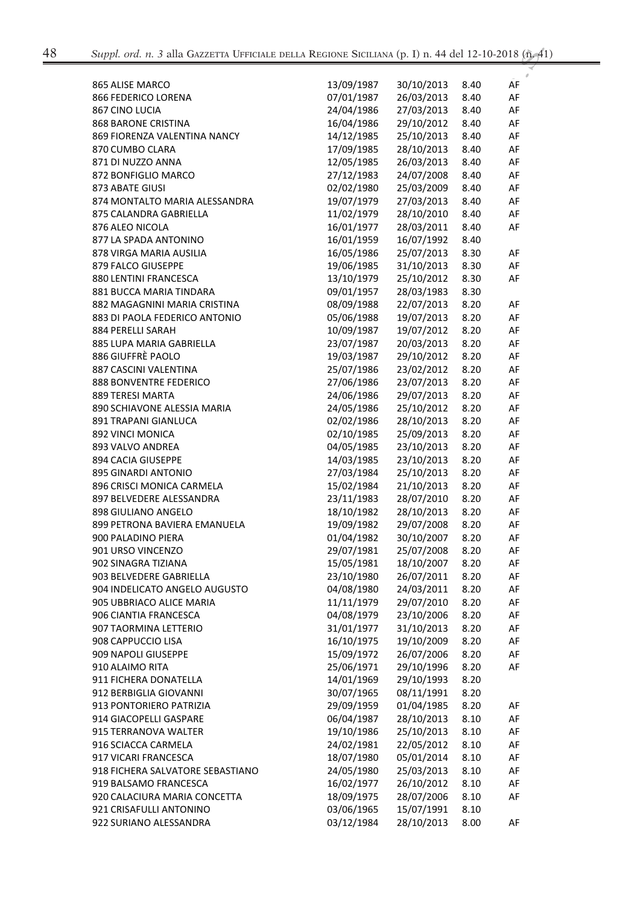| | | | | |
|---|---|---|---|---|
| 865 ALISE MARCO | 13/09/1987 | 30/10/2013 | 8.40 | AF |
| 866 FEDERICO LORENA | 07/01/1987 | 26/03/2013 | 8.40 | AF |
| 867 CINO LUCIA | 24/04/1986 | 27/03/2013 | 8.40 | AF |
| 868 BARONE CRISTINA | 16/04/1986 | 29/10/2012 | 8.40 | AF |
| 869 FIORENZA VALENTINA NANCY | 14/12/1985 | 25/10/2013 | 8.40 | AF |
| 870 CUMBO CLARA | 17/09/1985 | 28/10/2013 | 8.40 | AF |
| 871 DI NUZZO ANNA | 12/05/1985 | 26/03/2013 | 8.40 | AF |
| 872 BONFIGLIO MARCO | 27/12/1983 | 24/07/2008 | 8.40 | AF |
| 873 ABATE GIUSI | 02/02/1980 | 25/03/2009 | 8.40 | AF |
| 874 MONTALTO MARIA ALESSANDRA | 19/07/1979 | 27/03/2013 | 8.40 | AF |
| 875 CALANDRA GABRIELLA | 11/02/1979 | 28/10/2010 | 8.40 | AF |
| 876 ALEO NICOLA | 16/01/1977 | 28/03/2011 | 8.40 | AF |
| 877 LA SPADA ANTONINO | 16/01/1959 | 16/07/1992 | 8.40 | |
| 878 VIRGA MARIA AUSILIA | 16/05/1986 | 25/07/2013 | 8.30 | AF |
| 879 FALCO GIUSEPPE | 19/06/1985 | 31/10/2013 | 8.30 | AF |
| 880 LENTINI FRANCESCA | 13/10/1979 | 25/10/2012 | 8.30 | AF |
| 881 BUCCA MARIA TINDARA | 09/01/1957 | 28/03/1983 | 8.30 | |
| 882 MAGAGNINI MARIA CRISTINA | 08/09/1988 | 22/07/2013 | 8.20 | AF |
| 883 DI PAOLA FEDERICO ANTONIO | 05/06/1988 | 19/07/2013 | 8.20 | AF |
| 884 PERELLI SARAH | 10/09/1987 | 19/07/2012 | 8.20 | AF |
| 885 LUPA MARIA GABRIELLA | 23/07/1987 | 20/03/2013 | 8.20 | AF |
| 886 GIUFFRÈ PAOLO | 19/03/1987 | 29/10/2012 | 8.20 | AF |
| 887 CASCINI VALENTINA | 25/07/1986 | 23/02/2012 | 8.20 | AF |
| 888 BONVENTRE FEDERICO | 27/06/1986 | 23/07/2013 | 8.20 | AF |
| 889 TERESI MARTA | 24/06/1986 | 29/07/2013 | 8.20 | AF |
| 890 SCHIAVONE ALESSIA MARIA | 24/05/1986 | 25/10/2012 | 8.20 | AF |
| 891 TRAPANI GIANLUCA | 02/02/1986 | 28/10/2013 | 8.20 | AF |
| 892 VINCI MONICA | 02/10/1985 | 25/09/2013 | 8.20 | AF |
| 893 VALVO ANDREA | 04/05/1985 | 23/10/2013 | 8.20 | AF |
| 894 CACIA GIUSEPPE | 14/03/1985 | 23/10/2013 | 8.20 | AF |
| 895 GINARDI ANTONIO | 27/03/1984 | 25/10/2013 | 8.20 | AF |
| 896 CRISCI MONICA CARMELA | 15/02/1984 | 21/10/2013 | 8.20 | AF |
| 897 BELVEDERE ALESSANDRA | 23/11/1983 | 28/07/2010 | 8.20 | AF |
| 898 GIULIANO ANGELO | 18/10/1982 | 28/10/2013 | 8.20 | AF |
| 899 PETRONA BAVIERA EMANUELA | 19/09/1982 | 29/07/2008 | 8.20 | AF |
| 900 PALADINO PIERA | 01/04/1982 | 30/10/2007 | 8.20 | AF |
| 901 URSO VINCENZO | 29/07/1981 | 25/07/2008 | 8.20 | AF |
| 902 SINAGRA TIZIANA | 15/05/1981 | 18/10/2007 | 8.20 | AF |
| 903 BELVEDERE GABRIELLA | 23/10/1980 | 26/07/2011 | 8.20 | AF |
| 904 INDELICATO ANGELO AUGUSTO | 04/08/1980 | 24/03/2011 | 8.20 | AF |
| 905 UBBRIACO ALICE MARIA | 11/11/1979 | 29/07/2010 | 8.20 | AF |
| 906 CIANTIA FRANCESCA | 04/08/1979 | 23/10/2006 | 8.20 | AF |
| 907 TAORMINA LETTERIO | 31/01/1977 | 31/10/2013 | 8.20 | AF |
| 908 CAPPUCCIO LISA | 16/10/1975 | 19/10/2009 | 8.20 | AF |
| 909 NAPOLI GIUSEPPE | 15/09/1972 | 26/07/2006 | 8.20 | AF |
| 910 ALAIMO RITA | 25/06/1971 | 29/10/1996 | 8.20 | AF |
| 911 FICHERA DONATELLA | 14/01/1969 | 29/10/1993 | 8.20 | |
| 912 BERBIGLIA GIOVANNI | 30/07/1965 | 08/11/1991 | 8.20 | |
| 913 PONTORIERO PATRIZIA | 29/09/1959 | 01/04/1985 | 8.20 | AF |
| 914 GIACOPELLI GASPARE | 06/04/1987 | 28/10/2013 | 8.10 | AF |
| 915 TERRANOVA WALTER | 19/10/1986 | 25/10/2013 | 8.10 | AF |
| 916 SCIACCA CARMELA | 24/02/1981 | 22/05/2012 | 8.10 | AF |
| 917 VICARI FRANCESCA | 18/07/1980 | 05/01/2014 | 8.10 | AF |
| 918 FICHERA SALVATORE SEBASTIANO | 24/05/1980 | 25/03/2013 | 8.10 | AF |
| 919 BALSAMO FRANCESCA | 16/02/1977 | 26/10/2012 | 8.10 | AF |
| 920 CALACIURA MARIA CONCETTA | 18/09/1975 | 28/07/2006 | 8.10 | AF |
| 921 CRISAFULLI ANTONINO | 03/06/1965 | 15/07/1991 | 8.10 | |
| 922 SURIANO ALESSANDRA | 03/12/1984 | 28/10/2013 | 8.00 | AF |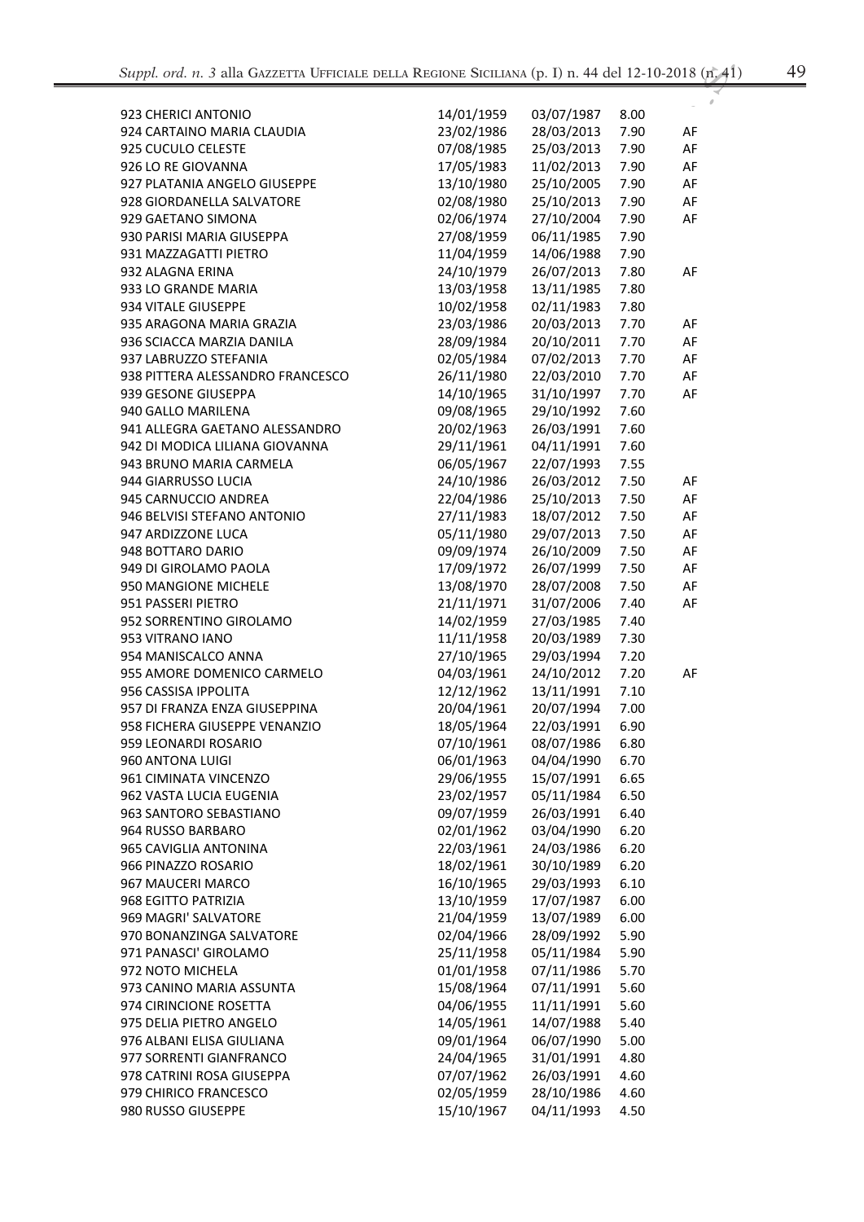| | | | | |
|---|---|---|---|---|
| 923 CHERICI ANTONIO | 14/01/1959 | 03/07/1987 | 8.00 | |
| 924 CARTAINO MARIA CLAUDIA | 23/02/1986 | 28/03/2013 | 7.90 | AF |
| 925 CUCULO CELESTE | 07/08/1985 | 25/03/2013 | 7.90 | AF |
| 926 LO RE GIOVANNA | 17/05/1983 | 11/02/2013 | 7.90 | AF |
| 927 PLATANIA ANGELO GIUSEPPE | 13/10/1980 | 25/10/2005 | 7.90 | AF |
| 928 GIORDANELLA SALVATORE | 02/08/1980 | 25/10/2013 | 7.90 | AF |
| 929 GAETANO SIMONA | 02/06/1974 | 27/10/2004 | 7.90 | AF |
| 930 PARISI MARIA GIUSEPPA | 27/08/1959 | 06/11/1985 | 7.90 | |
| 931 MAZZAGATTI PIETRO | 11/04/1959 | 14/06/1988 | 7.90 | |
| 932 ALAGNA ERINA | 24/10/1979 | 26/07/2013 | 7.80 | AF |
| 933 LO GRANDE MARIA | 13/03/1958 | 13/11/1985 | 7.80 | |
| 934 VITALE GIUSEPPE | 10/02/1958 | 02/11/1983 | 7.80 | |
| 935 ARAGONA MARIA GRAZIA | 23/03/1986 | 20/03/2013 | 7.70 | AF |
| 936 SCIACCA MARZIA DANILA | 28/09/1984 | 20/10/2011 | 7.70 | AF |
| 937 LABRUZZO STEFANIA | 02/05/1984 | 07/02/2013 | 7.70 | AF |
| 938 PITTERA ALESSANDRO FRANCESCO | 26/11/1980 | 22/03/2010 | 7.70 | AF |
| 939 GESONE GIUSEPPA | 14/10/1965 | 31/10/1997 | 7.70 | AF |
| 940 GALLO MARILENA | 09/08/1965 | 29/10/1992 | 7.60 | |
| 941 ALLEGRA GAETANO ALESSANDRO | 20/02/1963 | 26/03/1991 | 7.60 | |
| 942 DI MODICA LILIANA GIOVANNA | 29/11/1961 | 04/11/1991 | 7.60 | |
| 943 BRUNO MARIA CARMELA | 06/05/1967 | 22/07/1993 | 7.55 | |
| 944 GIARRUSSO LUCIA | 24/10/1986 | 26/03/2012 | 7.50 | AF |
| 945 CARNUCCIO ANDREA | 22/04/1986 | 25/10/2013 | 7.50 | AF |
| 946 BELVISI STEFANO ANTONIO | 27/11/1983 | 18/07/2012 | 7.50 | AF |
| 947 ARDIZZONE LUCA | 05/11/1980 | 29/07/2013 | 7.50 | AF |
| 948 BOTTARO DARIO | 09/09/1974 | 26/10/2009 | 7.50 | AF |
| 949 DI GIROLAMO PAOLA | 17/09/1972 | 26/07/1999 | 7.50 | AF |
| 950 MANGIONE MICHELE | 13/08/1970 | 28/07/2008 | 7.50 | AF |
| 951 PASSERI PIETRO | 21/11/1971 | 31/07/2006 | 7.40 | AF |
| 952 SORRENTINO GIROLAMO | 14/02/1959 | 27/03/1985 | 7.40 | |
| 953 VITRANO IANO | 11/11/1958 | 20/03/1989 | 7.30 | |
| 954 MANISCALCO ANNA | 27/10/1965 | 29/03/1994 | 7.20 | |
| 955 AMORE DOMENICO CARMELO | 04/03/1961 | 24/10/2012 | 7.20 | AF |
| 956 CASSISA IPPOLITA | 12/12/1962 | 13/11/1991 | 7.10 | |
| 957 DI FRANZA ENZA GIUSEPPINA | 20/04/1961 | 20/07/1994 | 7.00 | |
| 958 FICHERA GIUSEPPE VENANZIO | 18/05/1964 | 22/03/1991 | 6.90 | |
| 959 LEONARDI ROSARIO | 07/10/1961 | 08/07/1986 | 6.80 | |
| 960 ANTONA LUIGI | 06/01/1963 | 04/04/1990 | 6.70 | |
| 961 CIMINATA VINCENZO | 29/06/1955 | 15/07/1991 | 6.65 | |
| 962 VASTA LUCIA EUGENIA | 23/02/1957 | 05/11/1984 | 6.50 | |
| 963 SANTORO SEBASTIANO | 09/07/1959 | 26/03/1991 | 6.40 | |
| 964 RUSSO BARBARO | 02/01/1962 | 03/04/1990 | 6.20 | |
| 965 CAVIGLIA ANTONINA | 22/03/1961 | 24/03/1986 | 6.20 | |
| 966 PINAZZO ROSARIO | 18/02/1961 | 30/10/1989 | 6.20 | |
| 967 MAUCERI MARCO | 16/10/1965 | 29/03/1993 | 6.10 | |
| 968 EGITTO PATRIZIA | 13/10/1959 | 17/07/1987 | 6.00 | |
| 969 MAGRI' SALVATORE | 21/04/1959 | 13/07/1989 | 6.00 | |
| 970 BONANZINGA SALVATORE | 02/04/1966 | 28/09/1992 | 5.90 | |
| 971 PANASCI' GIROLAMO | 25/11/1958 | 05/11/1984 | 5.90 | |
| 972 NOTO MICHELA | 01/01/1958 | 07/11/1986 | 5.70 | |
| 973 CANINO MARIA ASSUNTA | 15/08/1964 | 07/11/1991 | 5.60 | |
| 974 CIRINCIONE ROSETTA | 04/06/1955 | 11/11/1991 | 5.60 | |
| 975 DELIA PIETRO ANGELO | 14/05/1961 | 14/07/1988 | 5.40 | |
| 976 ALBANI ELISA GIULIANA | 09/01/1964 | 06/07/1990 | 5.00 | |
| 977 SORRENTI GIANFRANCO | 24/04/1965 | 31/01/1991 | 4.80 | |
| 978 CATRINI ROSA GIUSEPPA | 07/07/1962 | 26/03/1991 | 4.60 | |
| 979 CHIRICO FRANCESCO | 02/05/1959 | 28/10/1986 | 4.60 | |
| 980 RUSSO GIUSEPPE | 15/10/1967 | 04/11/1993 | 4.50 | |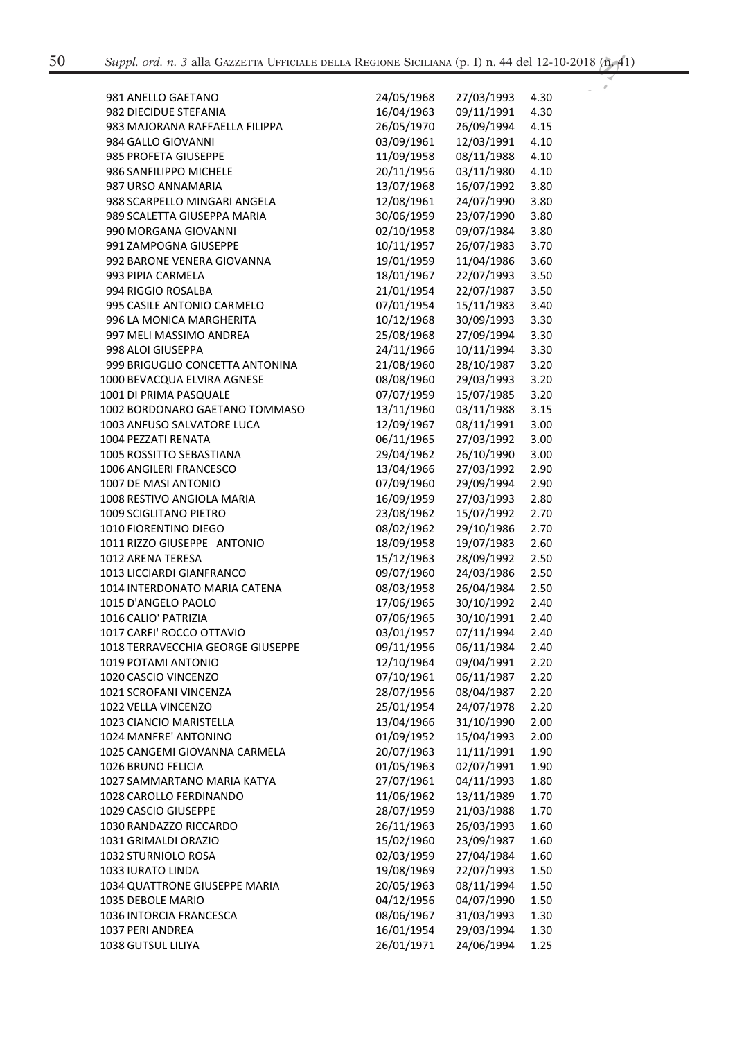| | | | |
|---|---|---|---|
| 981 ANELLO GAETANO | 24/05/1968 | 27/03/1993 | 4.30 |
| 982 DIECIDUE STEFANIA | 16/04/1963 | 09/11/1991 | 4.30 |
| 983 MAJORANA RAFFAELLA FILIPPA | 26/05/1970 | 26/09/1994 | 4.15 |
| 984 GALLO GIOVANNI | 03/09/1961 | 12/03/1991 | 4.10 |
| 985 PROFETA GIUSEPPE | 11/09/1958 | 08/11/1988 | 4.10 |
| 986 SANFILIPPO MICHELE | 20/11/1956 | 03/11/1980 | 4.10 |
| 987 URSO ANNAMARIA | 13/07/1968 | 16/07/1992 | 3.80 |
| 988 SCARPELLO MINGARI ANGELA | 12/08/1961 | 24/07/1990 | 3.80 |
| 989 SCALETTA GIUSEPPA MARIA | 30/06/1959 | 23/07/1990 | 3.80 |
| 990 MORGANA GIOVANNI | 02/10/1958 | 09/07/1984 | 3.80 |
| 991 ZAMPOGNA GIUSEPPE | 10/11/1957 | 26/07/1983 | 3.70 |
| 992 BARONE VENERA GIOVANNA | 19/01/1959 | 11/04/1986 | 3.60 |
| 993 PIPIA CARMELA | 18/01/1967 | 22/07/1993 | 3.50 |
| 994 RIGGIO ROSALBA | 21/01/1954 | 22/07/1987 | 3.50 |
| 995 CASILE ANTONIO CARMELO | 07/01/1954 | 15/11/1983 | 3.40 |
| 996 LA MONICA MARGHERITA | 10/12/1968 | 30/09/1993 | 3.30 |
| 997 MELI MASSIMO ANDREA | 25/08/1968 | 27/09/1994 | 3.30 |
| 998 ALOI GIUSEPPA | 24/11/1966 | 10/11/1994 | 3.30 |
| 999 BRIGUGLIO CONCETTA ANTONINA | 21/08/1960 | 28/10/1987 | 3.20 |
| 1000 BEVACQUA ELVIRA AGNESE | 08/08/1960 | 29/03/1993 | 3.20 |
| 1001 DI PRIMA PASQUALE | 07/07/1959 | 15/07/1985 | 3.20 |
| 1002 BORDONARO GAETANO TOMMASO | 13/11/1960 | 03/11/1988 | 3.15 |
| 1003 ANFUSO SALVATORE LUCA | 12/09/1967 | 08/11/1991 | 3.00 |
| 1004 PEZZATI RENATA | 06/11/1965 | 27/03/1992 | 3.00 |
| 1005 ROSSITTO SEBASTIANA | 29/04/1962 | 26/10/1990 | 3.00 |
| 1006 ANGILERI FRANCESCO | 13/04/1966 | 27/03/1992 | 2.90 |
| 1007 DE MASI ANTONIO | 07/09/1960 | 29/09/1994 | 2.90 |
| 1008 RESTIVO ANGIOLA MARIA | 16/09/1959 | 27/03/1993 | 2.80 |
| 1009 SCIGLITANO PIETRO | 23/08/1962 | 15/07/1992 | 2.70 |
| 1010 FIORENTINO DIEGO | 08/02/1962 | 29/10/1986 | 2.70 |
| 1011 RIZZO GIUSEPPE ANTONIO | 18/09/1958 | 19/07/1983 | 2.60 |
| 1012 ARENA TERESA | 15/12/1963 | 28/09/1992 | 2.50 |
| 1013 LICCIARDI GIANFRANCO | 09/07/1960 | 24/03/1986 | 2.50 |
| 1014 INTERDONATO MARIA CATENA | 08/03/1958 | 26/04/1984 | 2.50 |
| 1015 D'ANGELO PAOLO | 17/06/1965 | 30/10/1992 | 2.40 |
| 1016 CALIO' PATRIZIA | 07/06/1965 | 30/10/1991 | 2.40 |
| 1017 CARFI' ROCCO OTTAVIO | 03/01/1957 | 07/11/1994 | 2.40 |
| 1018 TERRAVECCHIA GEORGE GIUSEPPE | 09/11/1956 | 06/11/1984 | 2.40 |
| 1019 POTAMI ANTONIO | 12/10/1964 | 09/04/1991 | 2.20 |
| 1020 CASCIO VINCENZO | 07/10/1961 | 06/11/1987 | 2.20 |
| 1021 SCROFANI VINCENZA | 28/07/1956 | 08/04/1987 | 2.20 |
| 1022 VELLA VINCENZO | 25/01/1954 | 24/07/1978 | 2.20 |
| 1023 CIANCIO MARISTELLA | 13/04/1966 | 31/10/1990 | 2.00 |
| 1024 MANFRE' ANTONINO | 01/09/1952 | 15/04/1993 | 2.00 |
| 1025 CANGEMI GIOVANNA CARMELA | 20/07/1963 | 11/11/1991 | 1.90 |
| 1026 BRUNO FELICIA | 01/05/1963 | 02/07/1991 | 1.90 |
| 1027 SAMMARTANO MARIA KATYA | 27/07/1961 | 04/11/1993 | 1.80 |
| 1028 CAROLLO FERDINANDO | 11/06/1962 | 13/11/1989 | 1.70 |
| 1029 CASCIO GIUSEPPE | 28/07/1959 | 21/03/1988 | 1.70 |
| 1030 RANDAZZO RICCARDO | 26/11/1963 | 26/03/1993 | 1.60 |
| 1031 GRIMALDI ORAZIO | 15/02/1960 | 23/09/1987 | 1.60 |
| 1032 STURNIOLO ROSA | 02/03/1959 | 27/04/1984 | 1.60 |
| 1033 IURATO LINDA | 19/08/1969 | 22/07/1993 | 1.50 |
| 1034 QUATTRONE GIUSEPPE MARIA | 20/05/1963 | 08/11/1994 | 1.50 |
| 1035 DEBOLE MARIO | 04/12/1956 | 04/07/1990 | 1.50 |
| 1036 INTORCIA FRANCESCA | 08/06/1967 | 31/03/1993 | 1.30 |
| 1037 PERI ANDREA | 16/01/1954 | 29/03/1994 | 1.30 |
| 1038 GUTSUL LILIYA | 26/01/1971 | 24/06/1994 | 1.25 |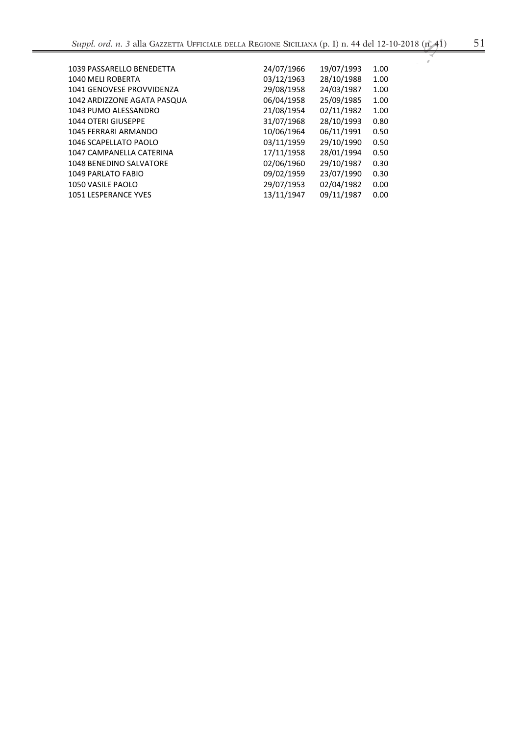| | | | |
|---|---|---|---|
| 1039 PASSARELLO BENEDETTA | 24/07/1966 | 19/07/1993 | 1.00 |
| 1040 MELI ROBERTA | 03/12/1963 | 28/10/1988 | 1.00 |
| 1041 GENOVESE PROVVIDENZA | 29/08/1958 | 24/03/1987 | 1.00 |
| 1042 ARDIZZONE AGATA PASQUA | 06/04/1958 | 25/09/1985 | 1.00 |
| 1043 PUMO ALESSANDRO | 21/08/1954 | 02/11/1982 | 1.00 |
| 1044 OTERI GIUSEPPE | 31/07/1968 | 28/10/1993 | 0.80 |
| 1045 FERRARI ARMANDO | 10/06/1964 | 06/11/1991 | 0.50 |
| 1046 SCAPELLATO PAOLO | 03/11/1959 | 29/10/1990 | 0.50 |
| 1047 CAMPANELLA CATERINA | 17/11/1958 | 28/01/1994 | 0.50 |
| 1048 BENEDINO SALVATORE | 02/06/1960 | 29/10/1987 | 0.30 |
| 1049 PARLATO FABIO | 09/02/1959 | 23/07/1990 | 0.30 |
| 1050 VASILE PAOLO | 29/07/1953 | 02/04/1982 | 0.00 |
| 1051 LESPERANCE YVES | 13/11/1947 | 09/11/1987 | 0.00 |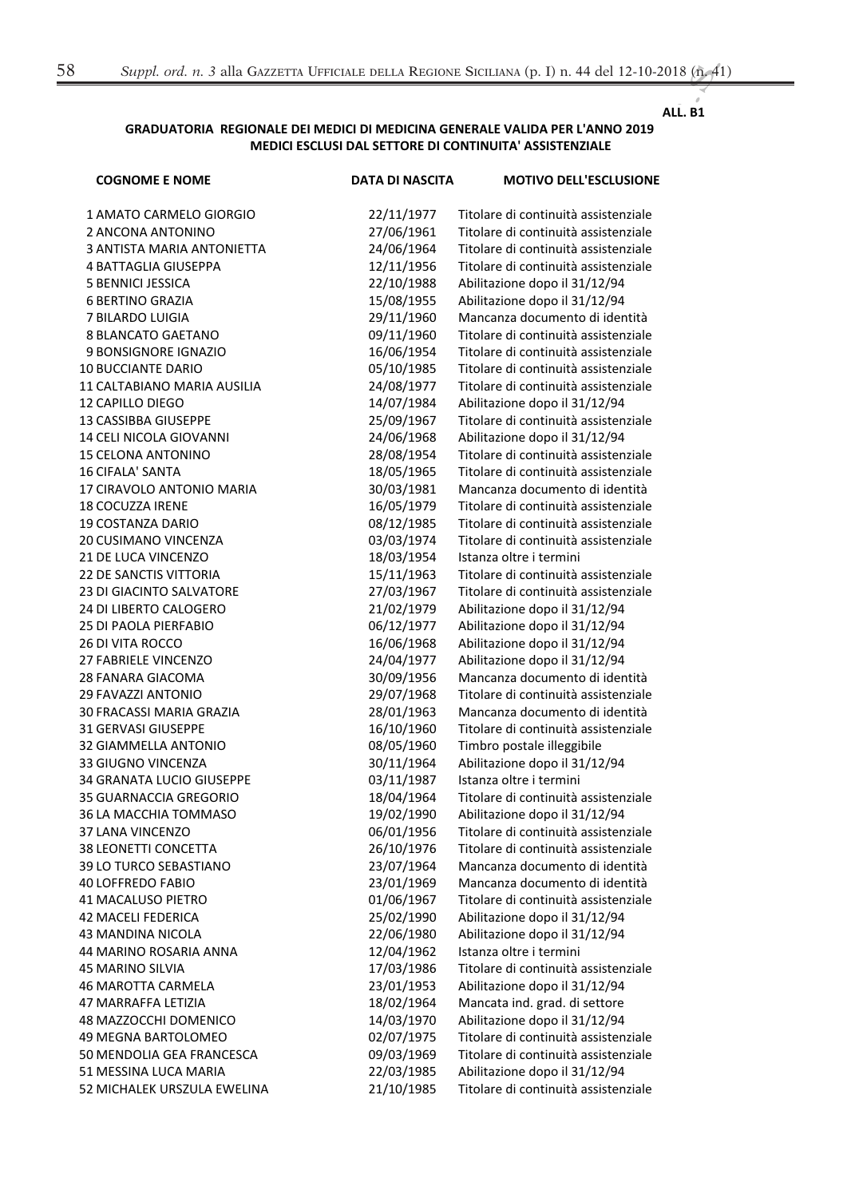**ALL. B1**

**GRADUATORIA REGIONALE DEI MEDICI DI MEDICINA GENERALE VALIDA PER L'ANNO 2019**
**MEDICI ESCLUSI DAL SETTORE DI CONTINUITA' ASSISTENZIALE**

| COGNOME E NOME | DATA DI NASCITA | MOTIVO DELL'ESCLUSIONE |
|---|---|---|
| 1 AMATO CARMELO GIORGIO | 22/11/1977 | Titolare di continuità assistenziale |
| 2 ANCONA ANTONINO | 27/06/1961 | Titolare di continuità assistenziale |
| 3 ANTISTA MARIA ANTONIETTA | 24/06/1964 | Titolare di continuità assistenziale |
| 4 BATTAGLIA GIUSEPPA | 12/11/1956 | Titolare di continuità assistenziale |
| 5 BENNICI JESSICA | 22/10/1988 | Abilitazione dopo il 31/12/94 |
| 6 BERTINO GRAZIA | 15/08/1955 | Abilitazione dopo il 31/12/94 |
| 7 BILARDO LUIGIA | 29/11/1960 | Mancanza documento di identità |
| 8 BLANCATO GAETANO | 09/11/1960 | Titolare di continuità assistenziale |
| 9 BONSIGNORE IGNAZIO | 16/06/1954 | Titolare di continuità assistenziale |
| 10 BUCCIANTE DARIO | 05/10/1985 | Titolare di continuità assistenziale |
| 11 CALTABIANO MARIA AUSILIA | 24/08/1977 | Titolare di continuità assistenziale |
| 12 CAPILLO DIEGO | 14/07/1984 | Abilitazione dopo il 31/12/94 |
| 13 CASSIBBA GIUSEPPE | 25/09/1967 | Titolare di continuità assistenziale |
| 14 CELI NICOLA GIOVANNI | 24/06/1968 | Abilitazione dopo il 31/12/94 |
| 15 CELONA ANTONINO | 28/08/1954 | Titolare di continuità assistenziale |
| 16 CIFALA' SANTA | 18/05/1965 | Titolare di continuità assistenziale |
| 17 CIRAVOLO ANTONIO MARIA | 30/03/1981 | Mancanza documento di identità |
| 18 COCUZZA IRENE | 16/05/1979 | Titolare di continuità assistenziale |
| 19 COSTANZA DARIO | 08/12/1985 | Titolare di continuità assistenziale |
| 20 CUSIMANO VINCENZA | 03/03/1974 | Titolare di continuità assistenziale |
| 21 DE LUCA VINCENZO | 18/03/1954 | Istanza oltre i termini |
| 22 DE SANCTIS VITTORIA | 15/11/1963 | Titolare di continuità assistenziale |
| 23 DI GIACINTO SALVATORE | 27/03/1967 | Titolare di continuità assistenziale |
| 24 DI LIBERTO CALOGERO | 21/02/1979 | Abilitazione dopo il 31/12/94 |
| 25 DI PAOLA PIERFABIO | 06/12/1977 | Abilitazione dopo il 31/12/94 |
| 26 DI VITA ROCCO | 16/06/1968 | Abilitazione dopo il 31/12/94 |
| 27 FABRIELE VINCENZO | 24/04/1977 | Abilitazione dopo il 31/12/94 |
| 28 FANARA GIACOMA | 30/09/1956 | Mancanza documento di identità |
| 29 FAVAZZI ANTONIO | 29/07/1968 | Titolare di continuità assistenziale |
| 30 FRACASSI MARIA GRAZIA | 28/01/1963 | Mancanza documento di identità |
| 31 GERVASI GIUSEPPE | 16/10/1960 | Titolare di continuità assistenziale |
| 32 GIAMMELLA ANTONIO | 08/05/1960 | Timbro postale illeggibile |
| 33 GIUGNO VINCENZA | 30/11/1964 | Abilitazione dopo il 31/12/94 |
| 34 GRANATA LUCIO GIUSEPPE | 03/11/1987 | Istanza oltre i termini |
| 35 GUARNACCIA GREGORIO | 18/04/1964 | Titolare di continuità assistenziale |
| 36 LA MACCHIA TOMMASO | 19/02/1990 | Abilitazione dopo il 31/12/94 |
| 37 LANA VINCENZO | 06/01/1956 | Titolare di continuità assistenziale |
| 38 LEONETTI CONCETTA | 26/10/1976 | Titolare di continuità assistenziale |
| 39 LO TURCO SEBASTIANO | 23/07/1964 | Mancanza documento di identità |
| 40 LOFFREDO FABIO | 23/01/1969 | Mancanza documento di identità |
| 41 MACALUSO PIETRO | 01/06/1967 | Titolare di continuità assistenziale |
| 42 MACELI FEDERICA | 25/02/1990 | Abilitazione dopo il 31/12/94 |
| 43 MANDINA NICOLA | 22/06/1980 | Abilitazione dopo il 31/12/94 |
| 44 MARINO ROSARIA ANNA | 12/04/1962 | Istanza oltre i termini |
| 45 MARINO SILVIA | 17/03/1986 | Titolare di continuità assistenziale |
| 46 MAROTTA CARMELA | 23/01/1953 | Abilitazione dopo il 31/12/94 |
| 47 MARRAFFA LETIZIA | 18/02/1964 | Mancata ind. grad. di settore |
| 48 MAZZOCCHI DOMENICO | 14/03/1970 | Abilitazione dopo il 31/12/94 |
| 49 MEGNA BARTOLOMEO | 02/07/1975 | Titolare di continuità assistenziale |
| 50 MENDOLIA GEA FRANCESCA | 09/03/1969 | Titolare di continuità assistenziale |
| 51 MESSINA LUCA MARIA | 22/03/1985 | Abilitazione dopo il 31/12/94 |
| 52 MICHALEK URSZULA EWELINA | 21/10/1985 | Titolare di continuità assistenziale |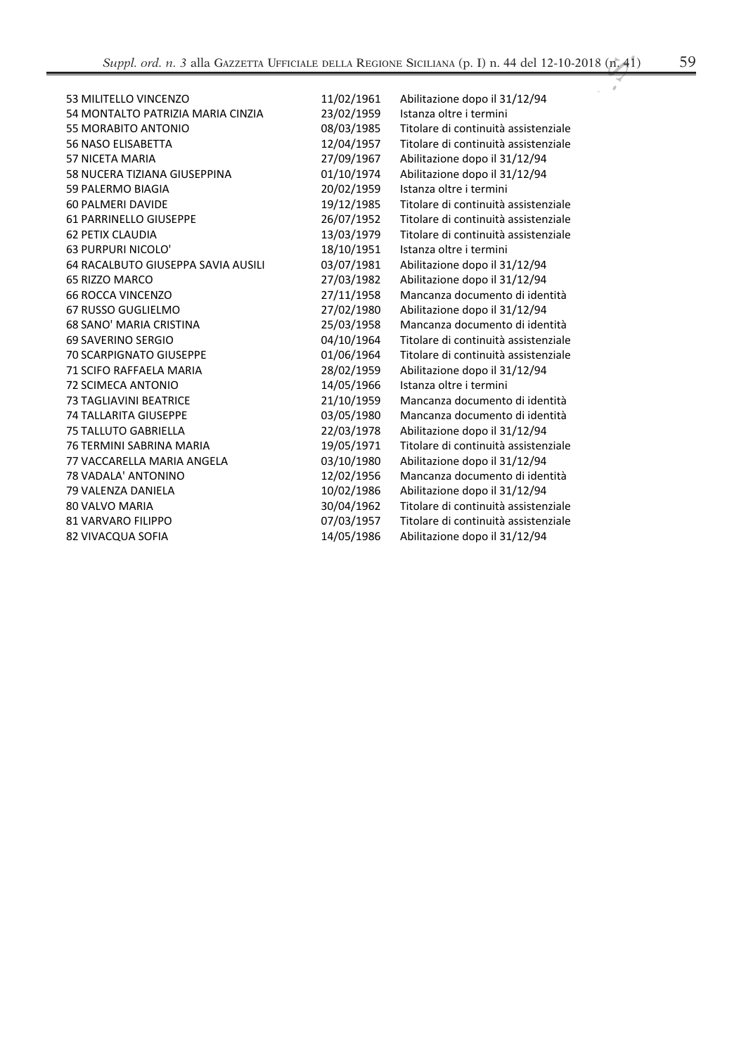| | | |
|---|---|---|
| 53 MILITELLO VINCENZO | 11/02/1961 | Abilitazione dopo il 31/12/94 |
| 54 MONTALTO PATRIZIA MARIA CINZIA | 23/02/1959 | Istanza oltre i termini |
| 55 MORABITO ANTONIO | 08/03/1985 | Titolare di continuità assistenziale |
| 56 NASO ELISABETTA | 12/04/1957 | Titolare di continuità assistenziale |
| 57 NICETA MARIA | 27/09/1967 | Abilitazione dopo il 31/12/94 |
| 58 NUCERA TIZIANA GIUSEPPINA | 01/10/1974 | Abilitazione dopo il 31/12/94 |
| 59 PALERMO BIAGIA | 20/02/1959 | Istanza oltre i termini |
| 60 PALMERI DAVIDE | 19/12/1985 | Titolare di continuità assistenziale |
| 61 PARRINELLO GIUSEPPE | 26/07/1952 | Titolare di continuità assistenziale |
| 62 PETIX CLAUDIA | 13/03/1979 | Titolare di continuità assistenziale |
| 63 PURPURI NICOLO' | 18/10/1951 | Istanza oltre i termini |
| 64 RACALBUTO GIUSEPPA SAVIA AUSILI | 03/07/1981 | Abilitazione dopo il 31/12/94 |
| 65 RIZZO MARCO | 27/03/1982 | Abilitazione dopo il 31/12/94 |
| 66 ROCCA VINCENZO | 27/11/1958 | Mancanza documento di identità |
| 67 RUSSO GUGLIELMO | 27/02/1980 | Abilitazione dopo il 31/12/94 |
| 68 SANO' MARIA CRISTINA | 25/03/1958 | Mancanza documento di identità |
| 69 SAVERINO SERGIO | 04/10/1964 | Titolare di continuità assistenziale |
| 70 SCARPIGNATO GIUSEPPE | 01/06/1964 | Titolare di continuità assistenziale |
| 71 SCIFO RAFFAELA MARIA | 28/02/1959 | Abilitazione dopo il 31/12/94 |
| 72 SCIMECA ANTONIO | 14/05/1966 | Istanza oltre i termini |
| 73 TAGLIAVINI BEATRICE | 21/10/1959 | Mancanza documento di identità |
| 74 TALLARITA GIUSEPPE | 03/05/1980 | Mancanza documento di identità |
| 75 TALLUTO GABRIELLA | 22/03/1978 | Abilitazione dopo il 31/12/94 |
| 76 TERMINI SABRINA MARIA | 19/05/1971 | Titolare di continuità assistenziale |
| 77 VACCARELLA MARIA ANGELA | 03/10/1980 | Abilitazione dopo il 31/12/94 |
| 78 VADALA' ANTONINO | 12/02/1956 | Mancanza documento di identità |
| 79 VALENZA DANIELA | 10/02/1986 | Abilitazione dopo il 31/12/94 |
| 80 VALVO MARIA | 30/04/1962 | Titolare di continuità assistenziale |
| 81 VARVARO FILIPPO | 07/03/1957 | Titolare di continuità assistenziale |
| 82 VIVACQUA SOFIA | 14/05/1986 | Abilitazione dopo il 31/12/94 |